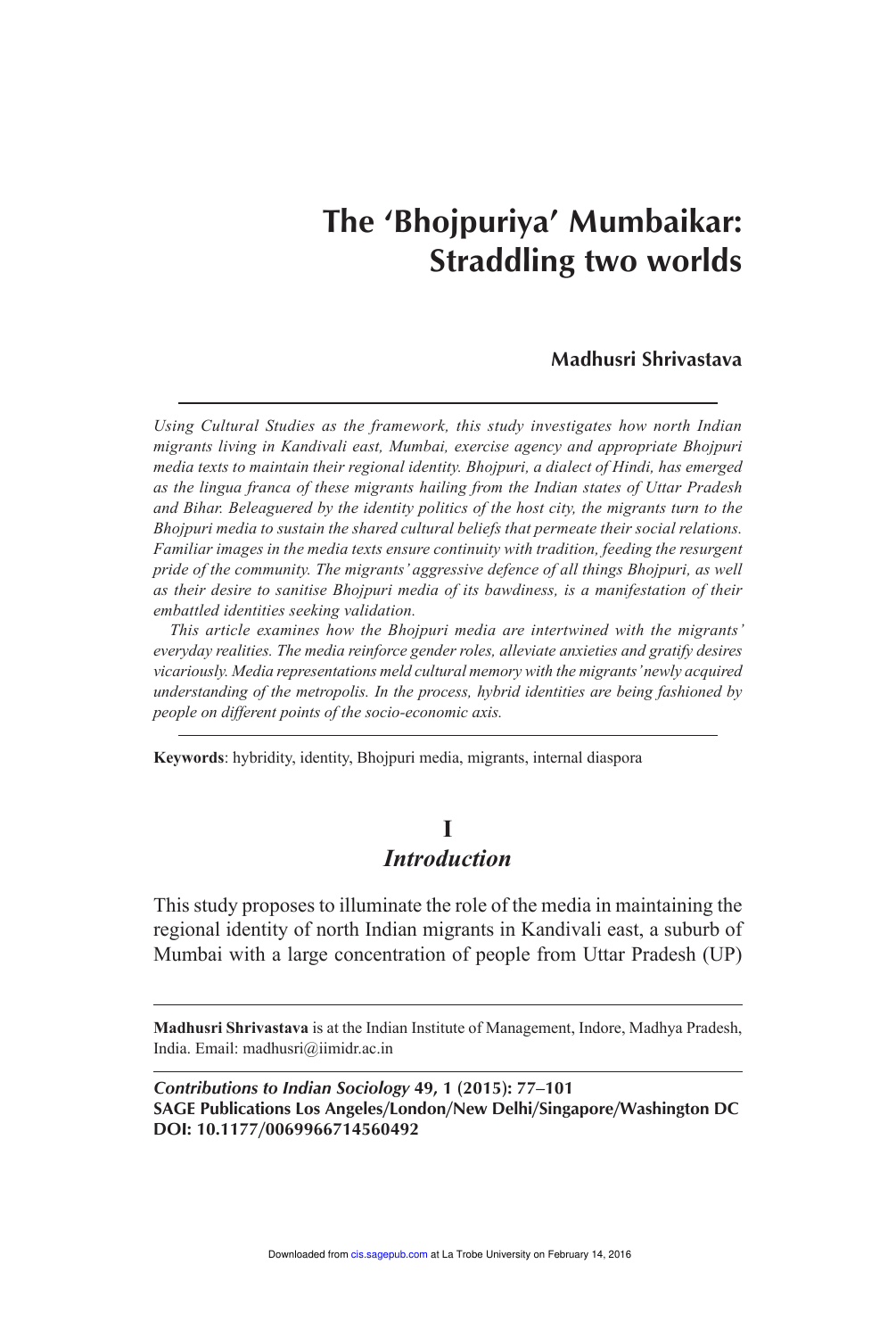# The 'Bhojpuriya' Mumbaikar: Straddling two worlds

**Madhusri Shrivastava**

*Using Cultural Studies as the framework, this study investigates how north Indian migrants living in Kandivali east, Mumbai, exercise agency and appropriate Bhojpuri media texts to maintain their regional identity. Bhojpuri, a dialect of Hindi, has emerged as the lingua franca of these migrants hailing from the Indian states of Uttar Pradesh and Bihar. Beleaguered by the identity politics of the host city, the migrants turn to the Bhojpuri media to sustain the shared cultural beliefs that permeate their social relations. Familiar images in the media texts ensure continuity with tradition, feeding the resurgent pride of the community. The migrants' aggressive defence of all things Bhojpuri, as well as their desire to sanitise Bhojpuri media of its bawdiness, is a manifestation of their embattled identities seeking validation.*

*This article examines how the Bhojpuri media are intertwined with the migrants' everyday realities. The media reinforce gender roles, alleviate anxieties and gratify desires vicariously. Media representations meld cultural memory with the migrants' newly acquired understanding of the metropolis. In the process, hybrid identities are being fashioned by people on different points of the socio-economic axis.*

**Keywords**: hybridity, identity, Bhojpuri media, migrants, internal diaspora

## I
## *Introduction*

This study proposes to illuminate the role of the media in maintaining the regional identity of north Indian migrants in Kandivali east, a suburb of Mumbai with a large concentration of people from Uttar Pradesh (UP)

---

**Madhusri Shrivastava** is at the Indian Institute of Management, Indore, Madhya Pradesh, India. Email: madhusri@iimidr.ac.in

***Contributions to Indian Sociology* 49, 1 (2015): 77–101**
**SAGE Publications Los Angeles/London/New Delhi/Singapore/Washington DC**
**DOI: 10.1177/0069966714560492**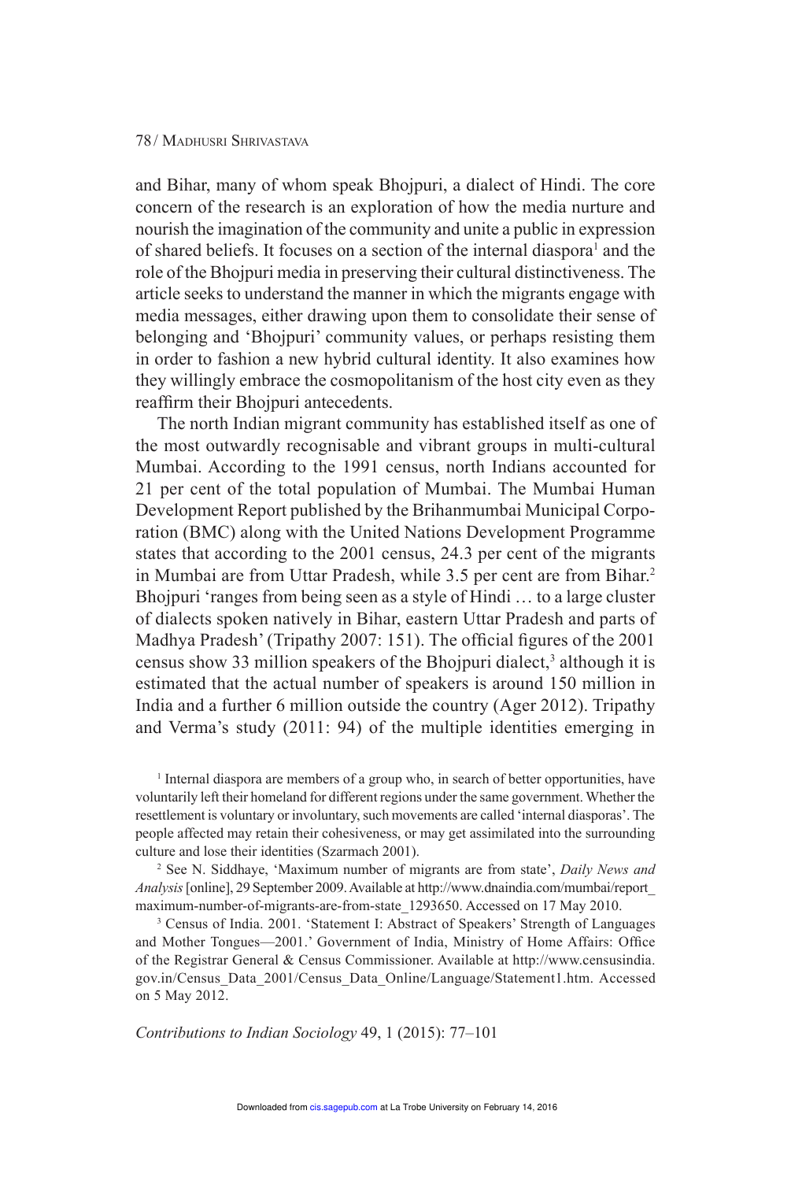and Bihar, many of whom speak Bhojpuri, a dialect of Hindi. The core concern of the research is an exploration of how the media nurture and nourish the imagination of the community and unite a public in expression of shared beliefs. It focuses on a section of the internal diaspora[1] and the role of the Bhojpuri media in preserving their cultural distinctiveness. The article seeks to understand the manner in which the migrants engage with media messages, either drawing upon them to consolidate their sense of belonging and 'Bhojpuri' community values, or perhaps resisting them in order to fashion a new hybrid cultural identity. It also examines how they willingly embrace the cosmopolitanism of the host city even as they reaffirm their Bhojpuri antecedents.

The north Indian migrant community has established itself as one of the most outwardly recognisable and vibrant groups in multi-cultural Mumbai. According to the 1991 census, north Indians accounted for 21 per cent of the total population of Mumbai. The Mumbai Human Development Report published by the Brihanmumbai Municipal Corporation (BMC) along with the United Nations Development Programme states that according to the 2001 census, 24.3 per cent of the migrants in Mumbai are from Uttar Pradesh, while 3.5 per cent are from Bihar.[2] Bhojpuri 'ranges from being seen as a style of Hindi … to a large cluster of dialects spoken natively in Bihar, eastern Uttar Pradesh and parts of Madhya Pradesh' (Tripathy 2007: 151). The official figures of the 2001 census show 33 million speakers of the Bhojpuri dialect,[3] although it is estimated that the actual number of speakers is around 150 million in India and a further 6 million outside the country (Ager 2012). Tripathy and Verma's study (2011: 94) of the multiple identities emerging in

[1] Internal diaspora are members of a group who, in search of better opportunities, have voluntarily left their homeland for different regions under the same government. Whether the resettlement is voluntary or involuntary, such movements are called 'internal diasporas'. The people affected may retain their cohesiveness, or may get assimilated into the surrounding culture and lose their identities (Szarmach 2001).

[2] See N. Siddhaye, 'Maximum number of migrants are from state', *Daily News and Analysis* [online], 29 September 2009. Available at http://www.dnaindia.com/mumbai/report_maximum-number-of-migrants-are-from-state_1293650. Accessed on 17 May 2010.

[3] Census of India. 2001. 'Statement I: Abstract of Speakers' Strength of Languages and Mother Tongues—2001.' Government of India, Ministry of Home Affairs: Office of the Registrar General & Census Commissioner. Available at http://www.censusindia.gov.in/Census_Data_2001/Census_Data_Online/Language/Statement1.htm. Accessed on 5 May 2012.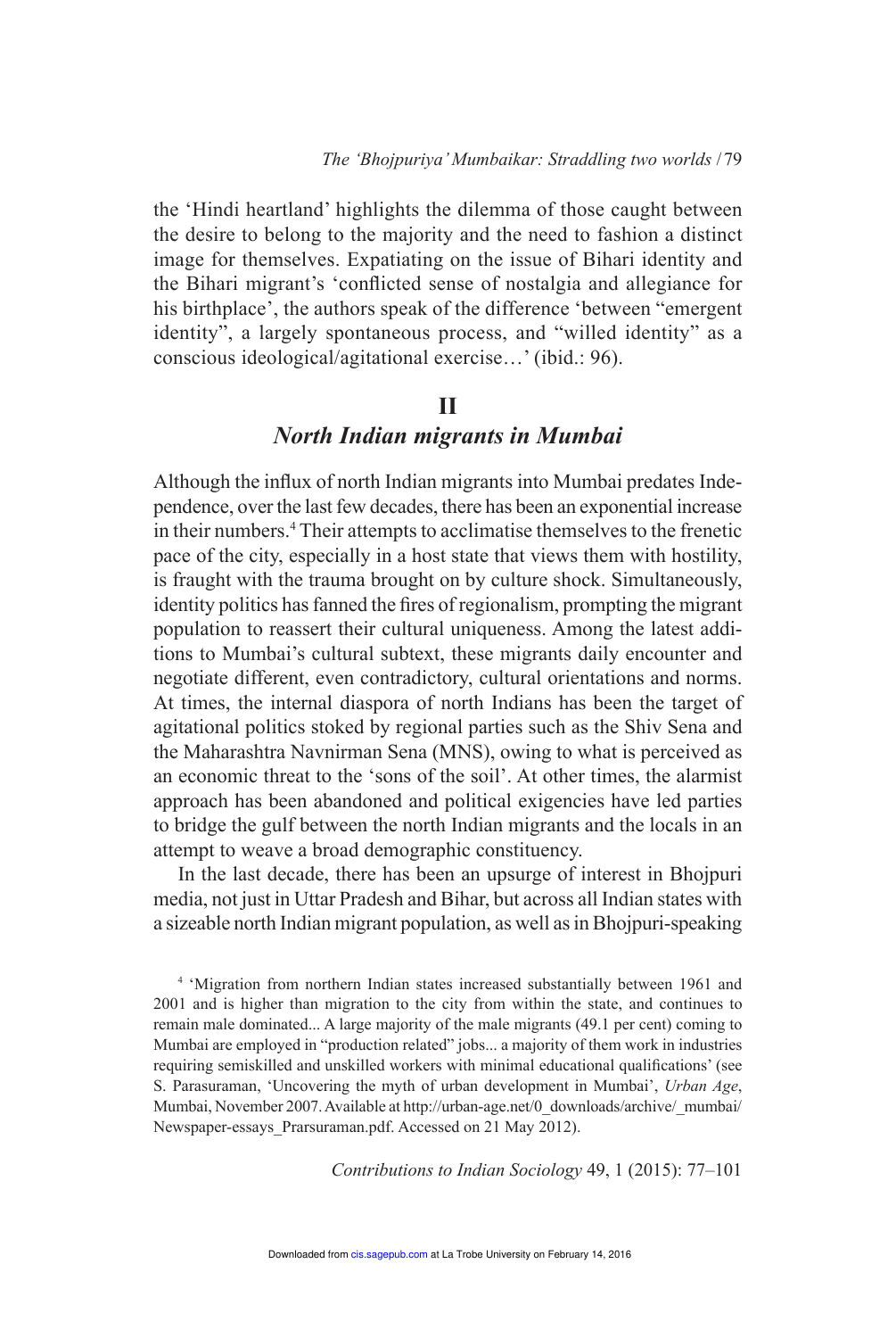the 'Hindi heartland' highlights the dilemma of those caught between the desire to belong to the majority and the need to fashion a distinct image for themselves. Expatiating on the issue of Bihari identity and the Bihari migrant's 'conflicted sense of nostalgia and allegiance for his birthplace', the authors speak of the difference 'between "emergent identity", a largely spontaneous process, and "willed identity" as a conscious ideological/agitational exercise…' (ibid.: 96).

## II
## *North Indian migrants in Mumbai*

Although the influx of north Indian migrants into Mumbai predates Independence, over the last few decades, there has been an exponential increase in their numbers.[4] Their attempts to acclimatise themselves to the frenetic pace of the city, especially in a host state that views them with hostility, is fraught with the trauma brought on by culture shock. Simultaneously, identity politics has fanned the fires of regionalism, prompting the migrant population to reassert their cultural uniqueness. Among the latest additions to Mumbai's cultural subtext, these migrants daily encounter and negotiate different, even contradictory, cultural orientations and norms. At times, the internal diaspora of north Indians has been the target of agitational politics stoked by regional parties such as the Shiv Sena and the Maharashtra Navnirman Sena (MNS), owing to what is perceived as an economic threat to the 'sons of the soil'. At other times, the alarmist approach has been abandoned and political exigencies have led parties to bridge the gulf between the north Indian migrants and the locals in an attempt to weave a broad demographic constituency.

In the last decade, there has been an upsurge of interest in Bhojpuri media, not just in Uttar Pradesh and Bihar, but across all Indian states with a sizeable north Indian migrant population, as well as in Bhojpuri-speaking

[4] 'Migration from northern Indian states increased substantially between 1961 and 2001 and is higher than migration to the city from within the state, and continues to remain male dominated... A large majority of the male migrants (49.1 per cent) coming to Mumbai are employed in "production related" jobs... a majority of them work in industries requiring semiskilled and unskilled workers with minimal educational qualifications' (see S. Parasuraman, 'Uncovering the myth of urban development in Mumbai', *Urban Age*, Mumbai, November 2007. Available at http://urban-age.net/0_downloads/archive/_mumbai/Newspaper-essays_Prarsuraman.pdf. Accessed on 21 May 2012).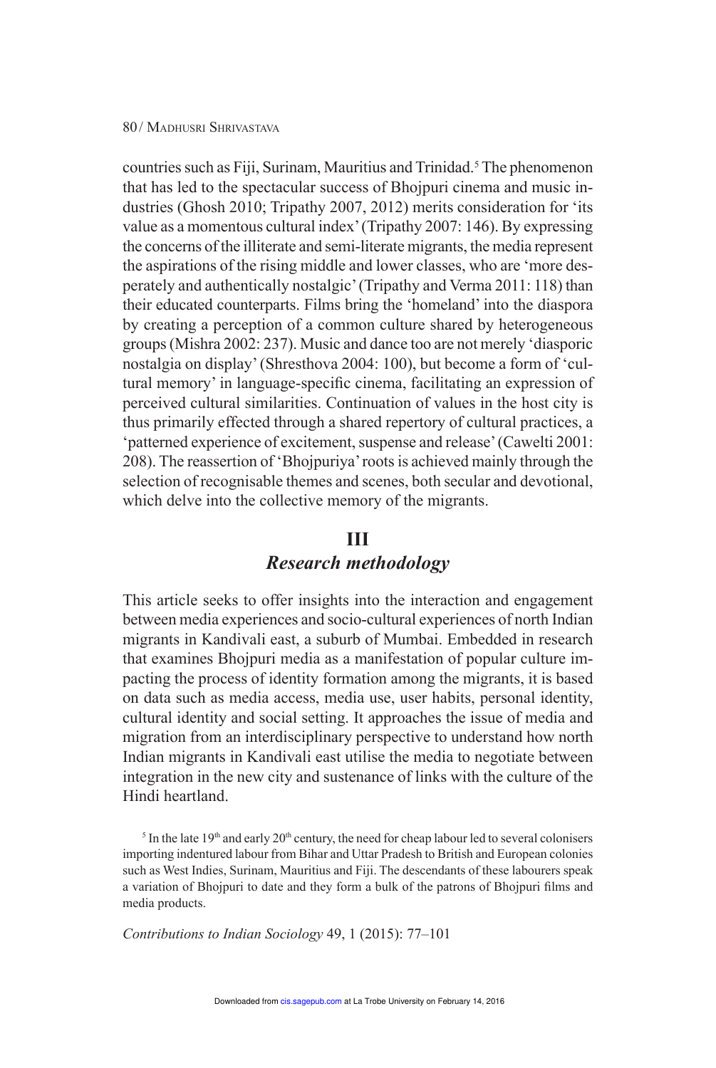countries such as Fiji, Surinam, Mauritius and Trinidad.[5] The phenomenon that has led to the spectacular success of Bhojpuri cinema and music industries (Ghosh 2010; Tripathy 2007, 2012) merits consideration for 'its value as a momentous cultural index' (Tripathy 2007: 146). By expressing the concerns of the illiterate and semi-literate migrants, the media represent the aspirations of the rising middle and lower classes, who are 'more desperately and authentically nostalgic' (Tripathy and Verma 2011: 118) than their educated counterparts. Films bring the 'homeland' into the diaspora by creating a perception of a common culture shared by heterogeneous groups (Mishra 2002: 237). Music and dance too are not merely 'diasporic nostalgia on display' (Shresthova 2004: 100), but become a form of 'cultural memory' in language-specific cinema, facilitating an expression of perceived cultural similarities. Continuation of values in the host city is thus primarily effected through a shared repertory of cultural practices, a 'patterned experience of excitement, suspense and release' (Cawelti 2001: 208). The reassertion of 'Bhojpuriya' roots is achieved mainly through the selection of recognisable themes and scenes, both secular and devotional, which delve into the collective memory of the migrants.

## III
## *Research methodology*

This article seeks to offer insights into the interaction and engagement between media experiences and socio-cultural experiences of north Indian migrants in Kandivali east, a suburb of Mumbai. Embedded in research that examines Bhojpuri media as a manifestation of popular culture impacting the process of identity formation among the migrants, it is based on data such as media access, media use, user habits, personal identity, cultural identity and social setting. It approaches the issue of media and migration from an interdisciplinary perspective to understand how north Indian migrants in Kandivali east utilise the media to negotiate between integration in the new city and sustenance of links with the culture of the Hindi heartland.

[5] In the late 19th and early 20th century, the need for cheap labour led to several colonisers importing indentured labour from Bihar and Uttar Pradesh to British and European colonies such as West Indies, Surinam, Mauritius and Fiji. The descendants of these labourers speak a variation of Bhojpuri to date and they form a bulk of the patrons of Bhojpuri films and media products.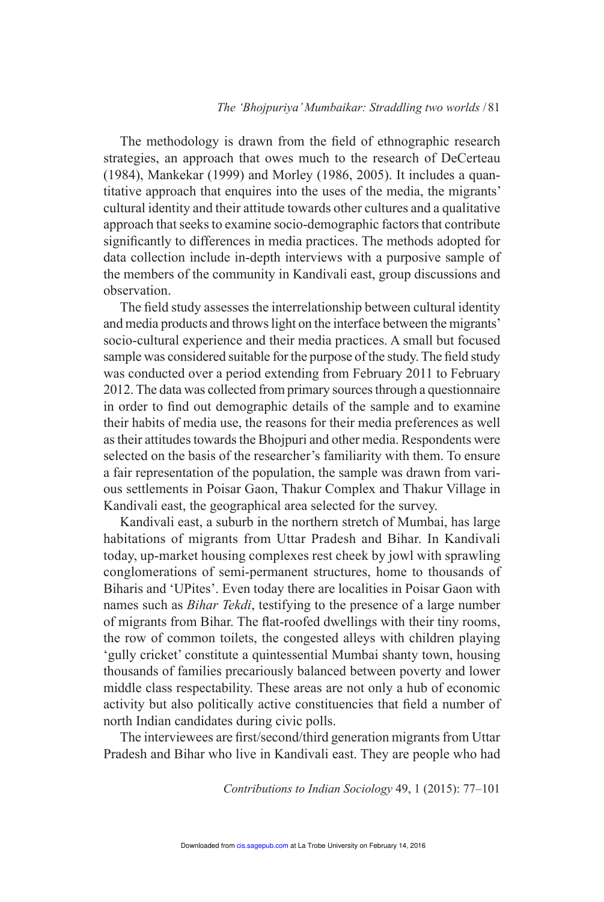The methodology is drawn from the field of ethnographic research strategies, an approach that owes much to the research of DeCerteau (1984), Mankekar (1999) and Morley (1986, 2005). It includes a quantitative approach that enquires into the uses of the media, the migrants' cultural identity and their attitude towards other cultures and a qualitative approach that seeks to examine socio-demographic factors that contribute significantly to differences in media practices. The methods adopted for data collection include in-depth interviews with a purposive sample of the members of the community in Kandivali east, group discussions and observation.

The field study assesses the interrelationship between cultural identity and media products and throws light on the interface between the migrants' socio-cultural experience and their media practices. A small but focused sample was considered suitable for the purpose of the study. The field study was conducted over a period extending from February 2011 to February 2012. The data was collected from primary sources through a questionnaire in order to find out demographic details of the sample and to examine their habits of media use, the reasons for their media preferences as well as their attitudes towards the Bhojpuri and other media. Respondents were selected on the basis of the researcher's familiarity with them. To ensure a fair representation of the population, the sample was drawn from various settlements in Poisar Gaon, Thakur Complex and Thakur Village in Kandivali east, the geographical area selected for the survey.

Kandivali east, a suburb in the northern stretch of Mumbai, has large habitations of migrants from Uttar Pradesh and Bihar. In Kandivali today, up-market housing complexes rest cheek by jowl with sprawling conglomerations of semi-permanent structures, home to thousands of Biharis and 'UPites'. Even today there are localities in Poisar Gaon with names such as *Bihar Tekdi*, testifying to the presence of a large number of migrants from Bihar. The flat-roofed dwellings with their tiny rooms, the row of common toilets, the congested alleys with children playing 'gully cricket' constitute a quintessential Mumbai shanty town, housing thousands of families precariously balanced between poverty and lower middle class respectability. These areas are not only a hub of economic activity but also politically active constituencies that field a number of north Indian candidates during civic polls.

The interviewees are first/second/third generation migrants from Uttar Pradesh and Bihar who live in Kandivali east. They are people who had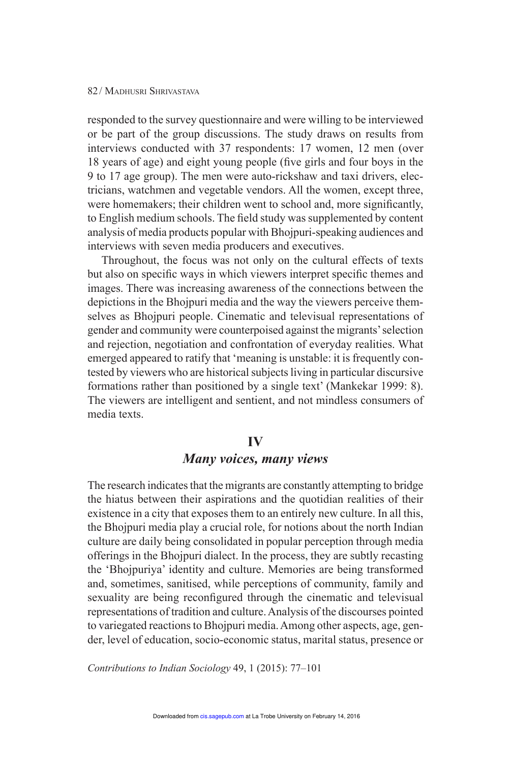responded to the survey questionnaire and were willing to be interviewed or be part of the group discussions. The study draws on results from interviews conducted with 37 respondents: 17 women, 12 men (over 18 years of age) and eight young people (five girls and four boys in the 9 to 17 age group). The men were auto-rickshaw and taxi drivers, electricians, watchmen and vegetable vendors. All the women, except three, were homemakers; their children went to school and, more significantly, to English medium schools. The field study was supplemented by content analysis of media products popular with Bhojpuri-speaking audiences and interviews with seven media producers and executives.

Throughout, the focus was not only on the cultural effects of texts but also on specific ways in which viewers interpret specific themes and images. There was increasing awareness of the connections between the depictions in the Bhojpuri media and the way the viewers perceive themselves as Bhojpuri people. Cinematic and televisual representations of gender and community were counterpoised against the migrants' selection and rejection, negotiation and confrontation of everyday realities. What emerged appeared to ratify that 'meaning is unstable: it is frequently contested by viewers who are historical subjects living in particular discursive formations rather than positioned by a single text' (Mankekar 1999: 8). The viewers are intelligent and sentient, and not mindless consumers of media texts.

## IV

## *Many voices, many views*

The research indicates that the migrants are constantly attempting to bridge the hiatus between their aspirations and the quotidian realities of their existence in a city that exposes them to an entirely new culture. In all this, the Bhojpuri media play a crucial role, for notions about the north Indian culture are daily being consolidated in popular perception through media offerings in the Bhojpuri dialect. In the process, they are subtly recasting the 'Bhojpuriya' identity and culture. Memories are being transformed and, sometimes, sanitised, while perceptions of community, family and sexuality are being reconfigured through the cinematic and televisual representations of tradition and culture. Analysis of the discourses pointed to variegated reactions to Bhojpuri media. Among other aspects, age, gender, level of education, socio-economic status, marital status, presence or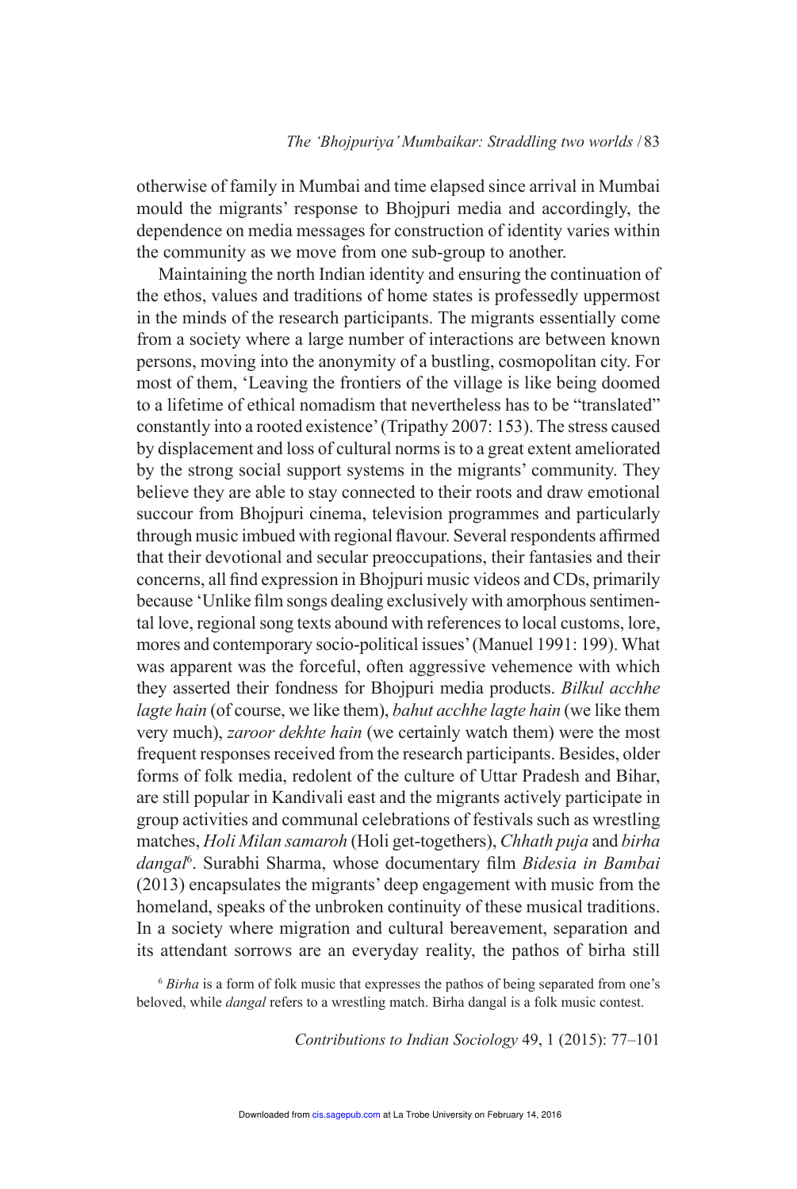otherwise of family in Mumbai and time elapsed since arrival in Mumbai mould the migrants' response to Bhojpuri media and accordingly, the dependence on media messages for construction of identity varies within the community as we move from one sub-group to another.

Maintaining the north Indian identity and ensuring the continuation of the ethos, values and traditions of home states is professedly uppermost in the minds of the research participants. The migrants essentially come from a society where a large number of interactions are between known persons, moving into the anonymity of a bustling, cosmopolitan city. For most of them, 'Leaving the frontiers of the village is like being doomed to a lifetime of ethical nomadism that nevertheless has to be "translated" constantly into a rooted existence' (Tripathy 2007: 153). The stress caused by displacement and loss of cultural norms is to a great extent ameliorated by the strong social support systems in the migrants' community. They believe they are able to stay connected to their roots and draw emotional succour from Bhojpuri cinema, television programmes and particularly through music imbued with regional flavour. Several respondents affirmed that their devotional and secular preoccupations, their fantasies and their concerns, all find expression in Bhojpuri music videos and CDs, primarily because 'Unlike film songs dealing exclusively with amorphous sentimental love, regional song texts abound with references to local customs, lore, mores and contemporary socio-political issues' (Manuel 1991: 199). What was apparent was the forceful, often aggressive vehemence with which they asserted their fondness for Bhojpuri media products. *Bilkul acchhe lagte hain* (of course, we like them), *bahut acchhe lagte hain* (we like them very much), *zaroor dekhte hain* (we certainly watch them) were the most frequent responses received from the research participants. Besides, older forms of folk media, redolent of the culture of Uttar Pradesh and Bihar, are still popular in Kandivali east and the migrants actively participate in group activities and communal celebrations of festivals such as wrestling matches, *Holi Milan samaroh* (Holi get-togethers), *Chhath puja* and *birha dangal*[6]. Surabhi Sharma, whose documentary film *Bidesia in Bambai* (2013) encapsulates the migrants' deep engagement with music from the homeland, speaks of the unbroken continuity of these musical traditions. In a society where migration and cultural bereavement, separation and its attendant sorrows are an everyday reality, the pathos of birha still

[6] *Birha* is a form of folk music that expresses the pathos of being separated from one's beloved, while *dangal* refers to a wrestling match. Birha dangal is a folk music contest.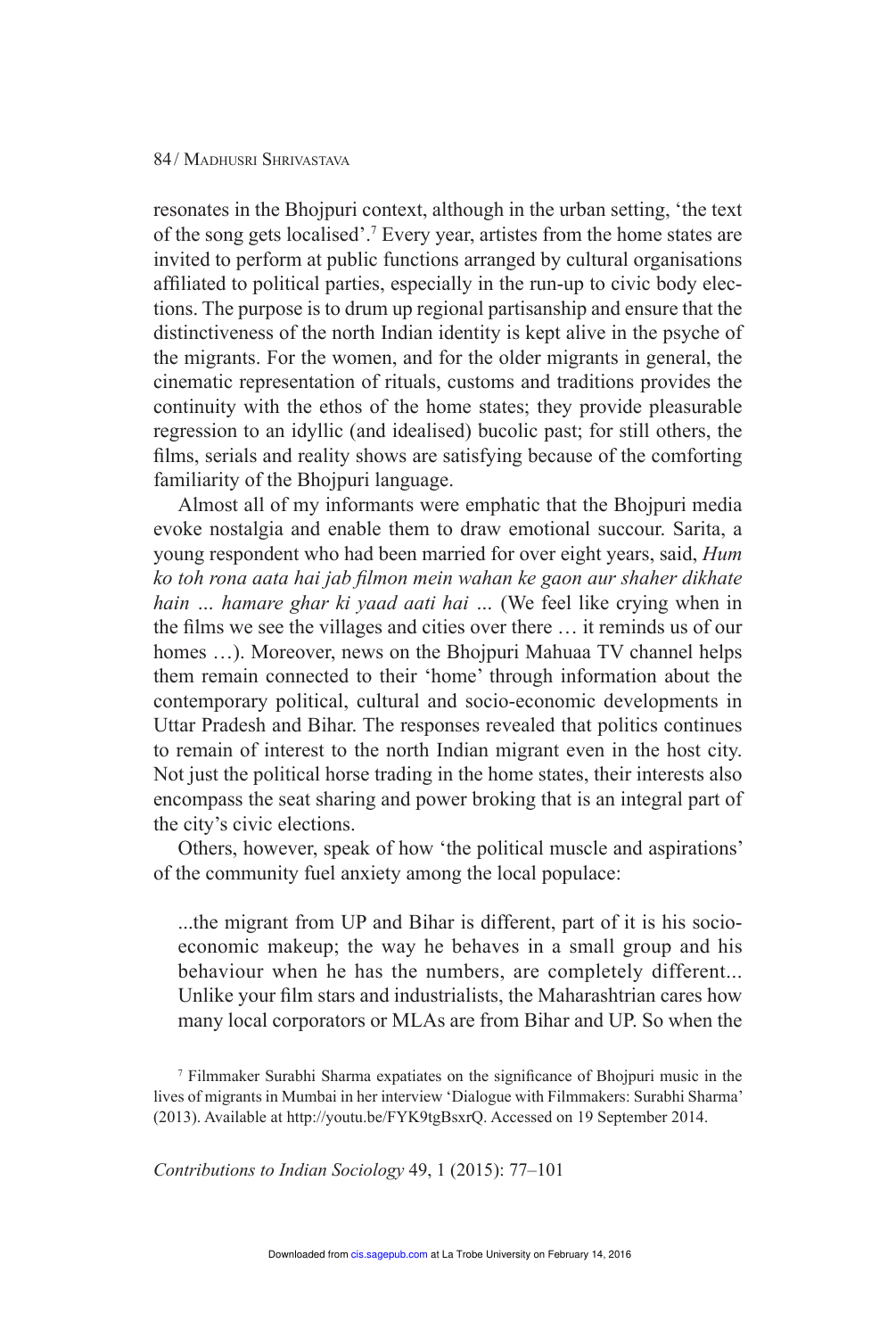resonates in the Bhojpuri context, although in the urban setting, 'the text of the song gets localised'.[7] Every year, artistes from the home states are invited to perform at public functions arranged by cultural organisations affiliated to political parties, especially in the run-up to civic body elections. The purpose is to drum up regional partisanship and ensure that the distinctiveness of the north Indian identity is kept alive in the psyche of the migrants. For the women, and for the older migrants in general, the cinematic representation of rituals, customs and traditions provides the continuity with the ethos of the home states; they provide pleasurable regression to an idyllic (and idealised) bucolic past; for still others, the films, serials and reality shows are satisfying because of the comforting familiarity of the Bhojpuri language.

Almost all of my informants were emphatic that the Bhojpuri media evoke nostalgia and enable them to draw emotional succour. Sarita, a young respondent who had been married for over eight years, said, *Hum ko toh rona aata hai jab filmon mein wahan ke gaon aur shaher dikhate hain ... hamare ghar ki yaad aati hai ...* (We feel like crying when in the films we see the villages and cities over there … it reminds us of our homes …). Moreover, news on the Bhojpuri Mahuaa TV channel helps them remain connected to their 'home' through information about the contemporary political, cultural and socio-economic developments in Uttar Pradesh and Bihar. The responses revealed that politics continues to remain of interest to the north Indian migrant even in the host city. Not just the political horse trading in the home states, their interests also encompass the seat sharing and power broking that is an integral part of the city's civic elections.

Others, however, speak of how 'the political muscle and aspirations' of the community fuel anxiety among the local populace:

> ...the migrant from UP and Bihar is different, part of it is his socio-economic makeup; the way he behaves in a small group and his behaviour when he has the numbers, are completely different... Unlike your film stars and industrialists, the Maharashtrian cares how many local corporators or MLAs are from Bihar and UP. So when the

[7] Filmmaker Surabhi Sharma expatiates on the significance of Bhojpuri music in the lives of migrants in Mumbai in her interview 'Dialogue with Filmmakers: Surabhi Sharma' (2013). Available at http://youtu.be/FYK9tgBsxrQ. Accessed on 19 September 2014.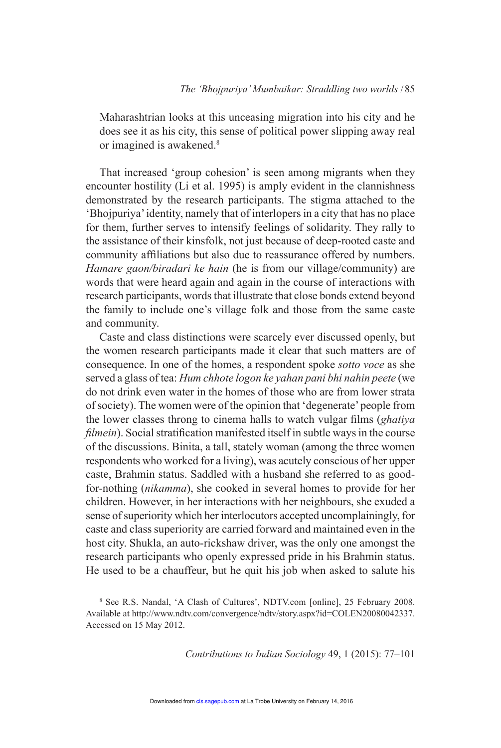Maharashtrian looks at this unceasing migration into his city and he does see it as his city, this sense of political power slipping away real or imagined is awakened.[8]

That increased 'group cohesion' is seen among migrants when they encounter hostility (Li et al. 1995) is amply evident in the clannishness demonstrated by the research participants. The stigma attached to the 'Bhojpuriya' identity, namely that of interlopers in a city that has no place for them, further serves to intensify feelings of solidarity. They rally to the assistance of their kinsfolk, not just because of deep-rooted caste and community affiliations but also due to reassurance offered by numbers. *Hamare gaon/biradari ke hain* (he is from our village/community) are words that were heard again and again in the course of interactions with research participants, words that illustrate that close bonds extend beyond the family to include one's village folk and those from the same caste and community.

Caste and class distinctions were scarcely ever discussed openly, but the women research participants made it clear that such matters are of consequence. In one of the homes, a respondent spoke *sotto voce* as she served a glass of tea: *Hum chhote logon ke yahan pani bhi nahin peete* (we do not drink even water in the homes of those who are from lower strata of society). The women were of the opinion that 'degenerate' people from the lower classes throng to cinema halls to watch vulgar films (*ghatiya filmein*). Social stratification manifested itself in subtle ways in the course of the discussions. Binita, a tall, stately woman (among the three women respondents who worked for a living), was acutely conscious of her upper caste, Brahmin status. Saddled with a husband she referred to as good-for-nothing (*nikamma*), she cooked in several homes to provide for her children. However, in her interactions with her neighbours, she exuded a sense of superiority which her interlocutors accepted uncomplainingly, for caste and class superiority are carried forward and maintained even in the host city. Shukla, an auto-rickshaw driver, was the only one amongst the research participants who openly expressed pride in his Brahmin status. He used to be a chauffeur, but he quit his job when asked to salute his

[8] See R.S. Nandal, 'A Clash of Cultures', NDTV.com [online], 25 February 2008. Available at http://www.ndtv.com/convergence/ndtv/story.aspx?id=COLEN20080042337. Accessed on 15 May 2012.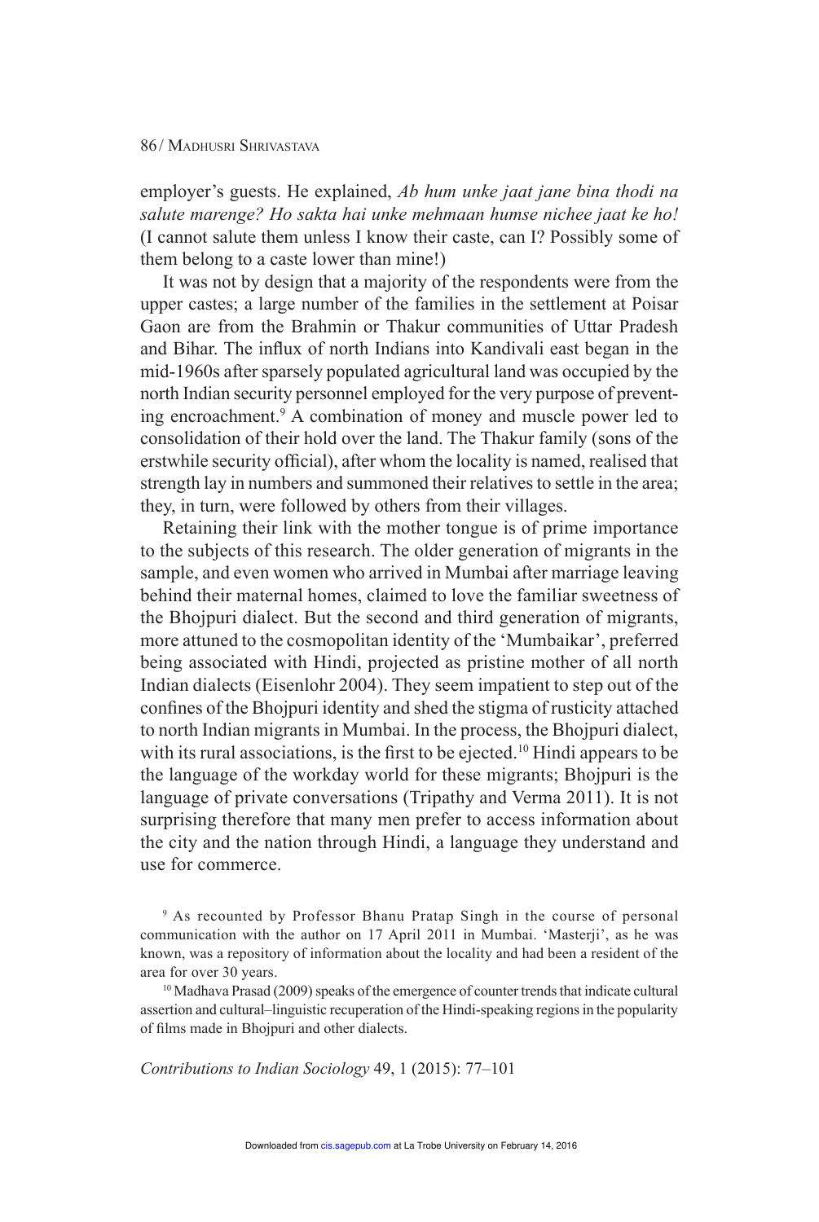employer's guests. He explained, *Ab hum unke jaat jane bina thodi na salute marenge? Ho sakta hai unke mehmaan humse nichee jaat ke ho!* (I cannot salute them unless I know their caste, can I? Possibly some of them belong to a caste lower than mine!)

It was not by design that a majority of the respondents were from the upper castes; a large number of the families in the settlement at Poisar Gaon are from the Brahmin or Thakur communities of Uttar Pradesh and Bihar. The influx of north Indians into Kandivali east began in the mid-1960s after sparsely populated agricultural land was occupied by the north Indian security personnel employed for the very purpose of preventing encroachment.[9] A combination of money and muscle power led to consolidation of their hold over the land. The Thakur family (sons of the erstwhile security official), after whom the locality is named, realised that strength lay in numbers and summoned their relatives to settle in the area; they, in turn, were followed by others from their villages.

Retaining their link with the mother tongue is of prime importance to the subjects of this research. The older generation of migrants in the sample, and even women who arrived in Mumbai after marriage leaving behind their maternal homes, claimed to love the familiar sweetness of the Bhojpuri dialect. But the second and third generation of migrants, more attuned to the cosmopolitan identity of the 'Mumbaikar', preferred being associated with Hindi, projected as pristine mother of all north Indian dialects (Eisenlohr 2004). They seem impatient to step out of the confines of the Bhojpuri identity and shed the stigma of rusticity attached to north Indian migrants in Mumbai. In the process, the Bhojpuri dialect, with its rural associations, is the first to be ejected.[10] Hindi appears to be the language of the workday world for these migrants; Bhojpuri is the language of private conversations (Tripathy and Verma 2011). It is not surprising therefore that many men prefer to access information about the city and the nation through Hindi, a language they understand and use for commerce.

[9] As recounted by Professor Bhanu Pratap Singh in the course of personal communication with the author on 17 April 2011 in Mumbai. 'Masterji', as he was known, was a repository of information about the locality and had been a resident of the area for over 30 years.

[10] Madhava Prasad (2009) speaks of the emergence of counter trends that indicate cultural assertion and cultural–linguistic recuperation of the Hindi-speaking regions in the popularity of films made in Bhojpuri and other dialects.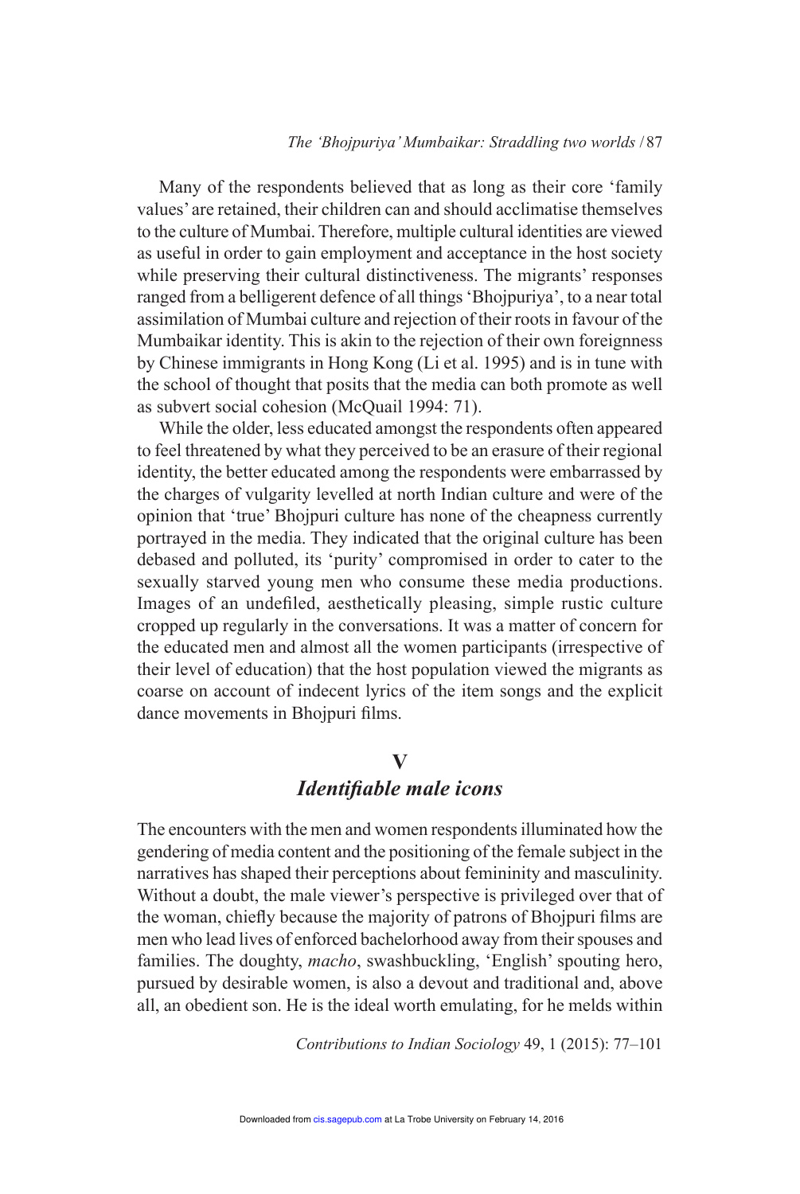Many of the respondents believed that as long as their core 'family values' are retained, their children can and should acclimatise themselves to the culture of Mumbai. Therefore, multiple cultural identities are viewed as useful in order to gain employment and acceptance in the host society while preserving their cultural distinctiveness. The migrants' responses ranged from a belligerent defence of all things 'Bhojpuriya', to a near total assimilation of Mumbai culture and rejection of their roots in favour of the Mumbaikar identity. This is akin to the rejection of their own foreignness by Chinese immigrants in Hong Kong (Li et al. 1995) and is in tune with the school of thought that posits that the media can both promote as well as subvert social cohesion (McQuail 1994: 71).

While the older, less educated amongst the respondents often appeared to feel threatened by what they perceived to be an erasure of their regional identity, the better educated among the respondents were embarrassed by the charges of vulgarity levelled at north Indian culture and were of the opinion that 'true' Bhojpuri culture has none of the cheapness currently portrayed in the media. They indicated that the original culture has been debased and polluted, its 'purity' compromised in order to cater to the sexually starved young men who consume these media productions. Images of an undefiled, aesthetically pleasing, simple rustic culture cropped up regularly in the conversations. It was a matter of concern for the educated men and almost all the women participants (irrespective of their level of education) that the host population viewed the migrants as coarse on account of indecent lyrics of the item songs and the explicit dance movements in Bhojpuri films.

## V
## *Identifiable male icons*

The encounters with the men and women respondents illuminated how the gendering of media content and the positioning of the female subject in the narratives has shaped their perceptions about femininity and masculinity. Without a doubt, the male viewer's perspective is privileged over that of the woman, chiefly because the majority of patrons of Bhojpuri films are men who lead lives of enforced bachelorhood away from their spouses and families. The doughty, *macho*, swashbuckling, 'English' spouting hero, pursued by desirable women, is also a devout and traditional and, above all, an obedient son. He is the ideal worth emulating, for he melds within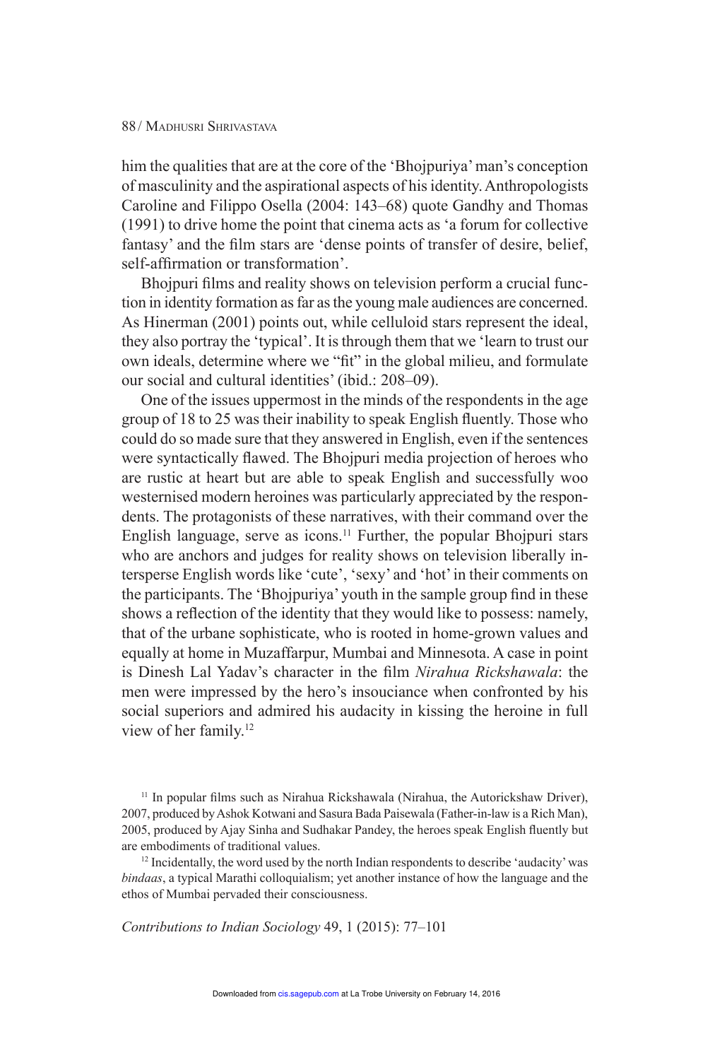him the qualities that are at the core of the 'Bhojpuriya' man's conception of masculinity and the aspirational aspects of his identity. Anthropologists Caroline and Filippo Osella (2004: 143–68) quote Gandhy and Thomas (1991) to drive home the point that cinema acts as 'a forum for collective fantasy' and the film stars are 'dense points of transfer of desire, belief, self-affirmation or transformation'.

Bhojpuri films and reality shows on television perform a crucial function in identity formation as far as the young male audiences are concerned. As Hinerman (2001) points out, while celluloid stars represent the ideal, they also portray the 'typical'. It is through them that we 'learn to trust our own ideals, determine where we "fit" in the global milieu, and formulate our social and cultural identities' (ibid.: 208–09).

One of the issues uppermost in the minds of the respondents in the age group of 18 to 25 was their inability to speak English fluently. Those who could do so made sure that they answered in English, even if the sentences were syntactically flawed. The Bhojpuri media projection of heroes who are rustic at heart but are able to speak English and successfully woo westernised modern heroines was particularly appreciated by the respondents. The protagonists of these narratives, with their command over the English language, serve as icons.[11] Further, the popular Bhojpuri stars who are anchors and judges for reality shows on television liberally intersperse English words like 'cute', 'sexy' and 'hot' in their comments on the participants. The 'Bhojpuriya' youth in the sample group find in these shows a reflection of the identity that they would like to possess: namely, that of the urbane sophisticate, who is rooted in home-grown values and equally at home in Muzaffarpur, Mumbai and Minnesota. A case in point is Dinesh Lal Yadav's character in the film *Nirahua Rickshawala*: the men were impressed by the hero's insouciance when confronted by his social superiors and admired his audacity in kissing the heroine in full view of her family.[12]

[11] In popular films such as Nirahua Rickshawala (Nirahua, the Autorickshaw Driver), 2007, produced by Ashok Kotwani and Sasura Bada Paisewala (Father-in-law is a Rich Man), 2005, produced by Ajay Sinha and Sudhakar Pandey, the heroes speak English fluently but are embodiments of traditional values.

[12] Incidentally, the word used by the north Indian respondents to describe 'audacity' was *bindaas*, a typical Marathi colloquialism; yet another instance of how the language and the ethos of Mumbai pervaded their consciousness.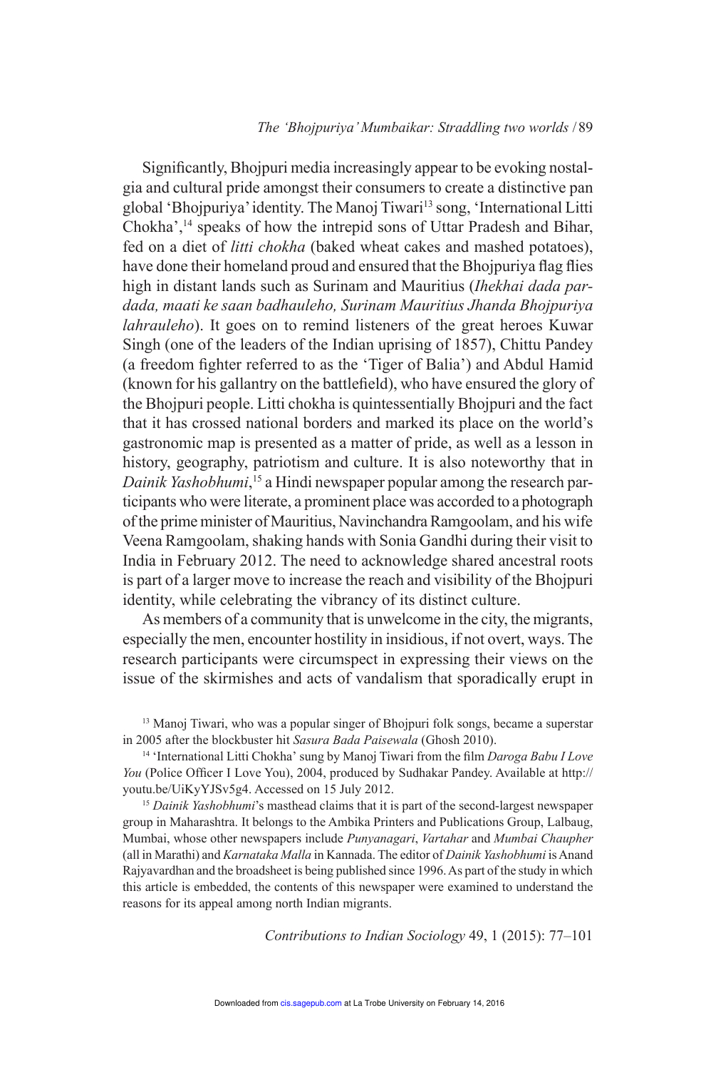Significantly, Bhojpuri media increasingly appear to be evoking nostalgia and cultural pride amongst their consumers to create a distinctive pan global 'Bhojpuriya' identity. The Manoj Tiwari[13] song, 'International Litti Chokha',[14] speaks of how the intrepid sons of Uttar Pradesh and Bihar, fed on a diet of *litti chokha* (baked wheat cakes and mashed potatoes), have done their homeland proud and ensured that the Bhojpuriya flag flies high in distant lands such as Surinam and Mauritius (*Ihekhai dada pardada, maati ke saan badhauleho, Surinam Mauritius Jhanda Bhojpuriya lahrauleho*). It goes on to remind listeners of the great heroes Kuwar Singh (one of the leaders of the Indian uprising of 1857), Chittu Pandey (a freedom fighter referred to as the 'Tiger of Balia') and Abdul Hamid (known for his gallantry on the battlefield), who have ensured the glory of the Bhojpuri people. Litti chokha is quintessentially Bhojpuri and the fact that it has crossed national borders and marked its place on the world's gastronomic map is presented as a matter of pride, as well as a lesson in history, geography, patriotism and culture. It is also noteworthy that in *Dainik Yashobhumi*,[15] a Hindi newspaper popular among the research participants who were literate, a prominent place was accorded to a photograph of the prime minister of Mauritius, Navinchandra Ramgoolam, and his wife Veena Ramgoolam, shaking hands with Sonia Gandhi during their visit to India in February 2012. The need to acknowledge shared ancestral roots is part of a larger move to increase the reach and visibility of the Bhojpuri identity, while celebrating the vibrancy of its distinct culture.

As members of a community that is unwelcome in the city, the migrants, especially the men, encounter hostility in insidious, if not overt, ways. The research participants were circumspect in expressing their views on the issue of the skirmishes and acts of vandalism that sporadically erupt in

[13] Manoj Tiwari, who was a popular singer of Bhojpuri folk songs, became a superstar in 2005 after the blockbuster hit *Sasura Bada Paisewala* (Ghosh 2010).

[14] 'International Litti Chokha' sung by Manoj Tiwari from the film *Daroga Babu I Love You* (Police Officer I Love You), 2004, produced by Sudhakar Pandey. Available at http://youtu.be/UiKyYJSv5g4. Accessed on 15 July 2012.

[15] *Dainik Yashobhumi*'s masthead claims that it is part of the second-largest newspaper group in Maharashtra. It belongs to the Ambika Printers and Publications Group, Lalbaug, Mumbai, whose other newspapers include *Punyanagari*, *Vartahar* and *Mumbai Chaupher* (all in Marathi) and *Karnataka Malla* in Kannada. The editor of *Dainik Yashobhumi* is Anand Rajyavardhan and the broadsheet is being published since 1996. As part of the study in which this article is embedded, the contents of this newspaper were examined to understand the reasons for its appeal among north Indian migrants.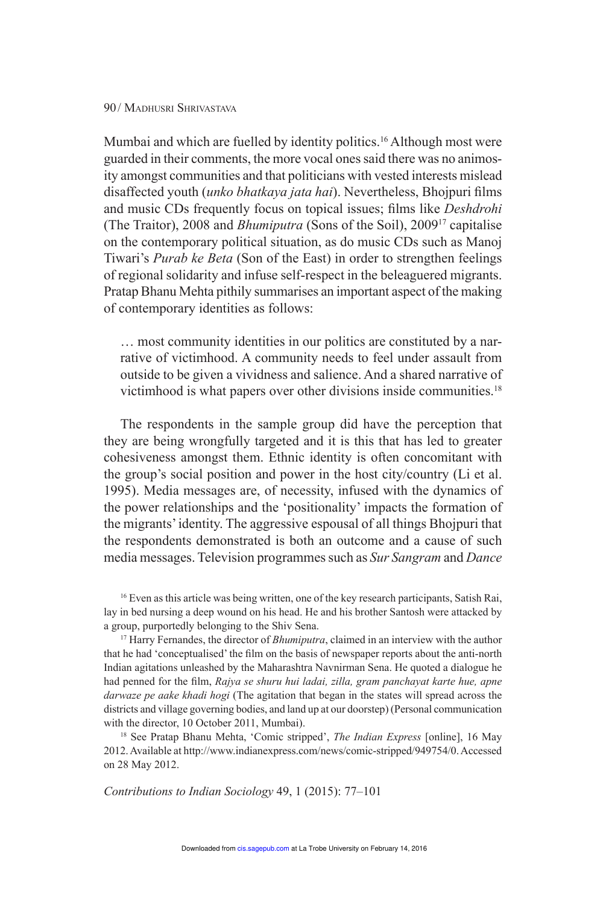Mumbai and which are fuelled by identity politics.[16] Although most were guarded in their comments, the more vocal ones said there was no animosity amongst communities and that politicians with vested interests mislead disaffected youth (*unko bhatkaya jata hai*). Nevertheless, Bhojpuri films and music CDs frequently focus on topical issues; films like *Deshdrohi* (The Traitor), 2008 and *Bhumiputra* (Sons of the Soil), 2009[17] capitalise on the contemporary political situation, as do music CDs such as Manoj Tiwari's *Purab ke Beta* (Son of the East) in order to strengthen feelings of regional solidarity and infuse self-respect in the beleaguered migrants. Pratap Bhanu Mehta pithily summarises an important aspect of the making of contemporary identities as follows:

> … most community identities in our politics are constituted by a narrative of victimhood. A community needs to feel under assault from outside to be given a vividness and salience. And a shared narrative of victimhood is what papers over other divisions inside communities.[18]

The respondents in the sample group did have the perception that they are being wrongfully targeted and it is this that has led to greater cohesiveness amongst them. Ethnic identity is often concomitant with the group's social position and power in the host city/country (Li et al. 1995). Media messages are, of necessity, infused with the dynamics of the power relationships and the 'positionality' impacts the formation of the migrants' identity. The aggressive espousal of all things Bhojpuri that the respondents demonstrated is both an outcome and a cause of such media messages. Television programmes such as *Sur Sangram* and *Dance*

[16] Even as this article was being written, one of the key research participants, Satish Rai, lay in bed nursing a deep wound on his head. He and his brother Santosh were attacked by a group, purportedly belonging to the Shiv Sena.

[17] Harry Fernandes, the director of *Bhumiputra*, claimed in an interview with the author that he had 'conceptualised' the film on the basis of newspaper reports about the anti-north Indian agitations unleashed by the Maharashtra Navnirman Sena. He quoted a dialogue he had penned for the film, *Rajya se shuru hui ladai, zilla, gram panchayat karte hue, apne darwaze pe aake khadi hogi* (The agitation that began in the states will spread across the districts and village governing bodies, and land up at our doorstep) (Personal communication with the director, 10 October 2011, Mumbai).

[18] See Pratap Bhanu Mehta, 'Comic stripped', *The Indian Express* [online], 16 May 2012. Available at http://www.indianexpress.com/news/comic-stripped/949754/0. Accessed on 28 May 2012.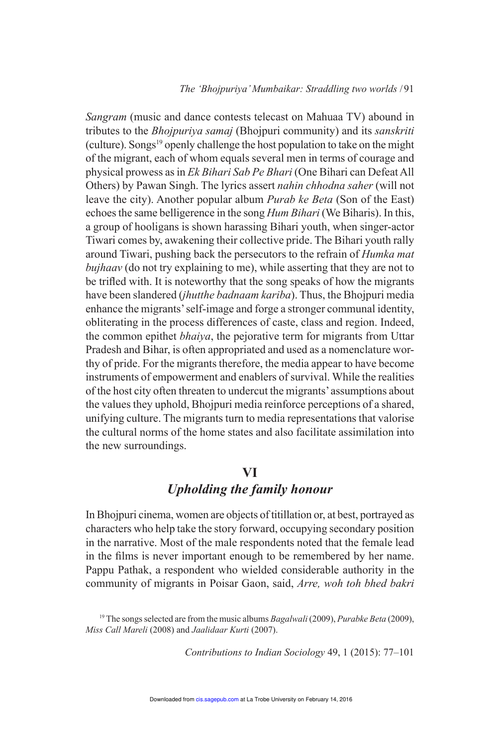*Sangram* (music and dance contests telecast on Mahuaa TV) abound in tributes to the *Bhojpuriya samaj* (Bhojpuri community) and its *sanskriti* (culture). Songs[19] openly challenge the host population to take on the might of the migrant, each of whom equals several men in terms of courage and physical prowess as in *Ek Bihari Sab Pe Bhari* (One Bihari can Defeat All Others) by Pawan Singh. The lyrics assert *nahin chhodna saher* (will not leave the city). Another popular album *Purab ke Beta* (Son of the East) echoes the same belligerence in the song *Hum Bihari* (We Biharis). In this, a group of hooligans is shown harassing Bihari youth, when singer-actor Tiwari comes by, awakening their collective pride. The Bihari youth rally around Tiwari, pushing back the persecutors to the refrain of *Humka mat bujhaav* (do not try explaining to me), while asserting that they are not to be trifled with. It is noteworthy that the song speaks of how the migrants have been slandered (*jhutthe badnaam kariba*). Thus, the Bhojpuri media enhance the migrants' self-image and forge a stronger communal identity, obliterating in the process differences of caste, class and region. Indeed, the common epithet *bhaiya*, the pejorative term for migrants from Uttar Pradesh and Bihar, is often appropriated and used as a nomenclature worthy of pride. For the migrants therefore, the media appear to have become instruments of empowerment and enablers of survival. While the realities of the host city often threaten to undercut the migrants' assumptions about the values they uphold, Bhojpuri media reinforce perceptions of a shared, unifying culture. The migrants turn to media representations that valorise the cultural norms of the home states and also facilitate assimilation into the new surroundings.

## VI
## *Upholding the family honour*

In Bhojpuri cinema, women are objects of titillation or, at best, portrayed as characters who help take the story forward, occupying secondary position in the narrative. Most of the male respondents noted that the female lead in the films is never important enough to be remembered by her name. Pappu Pathak, a respondent who wielded considerable authority in the community of migrants in Poisar Gaon, said, *Arre, woh toh bhed bakri*

[19] The songs selected are from the music albums *Bagalwali* (2009), *Purabke Beta* (2009), *Miss Call Mareli* (2008) and *Jaalidaar Kurti* (2007).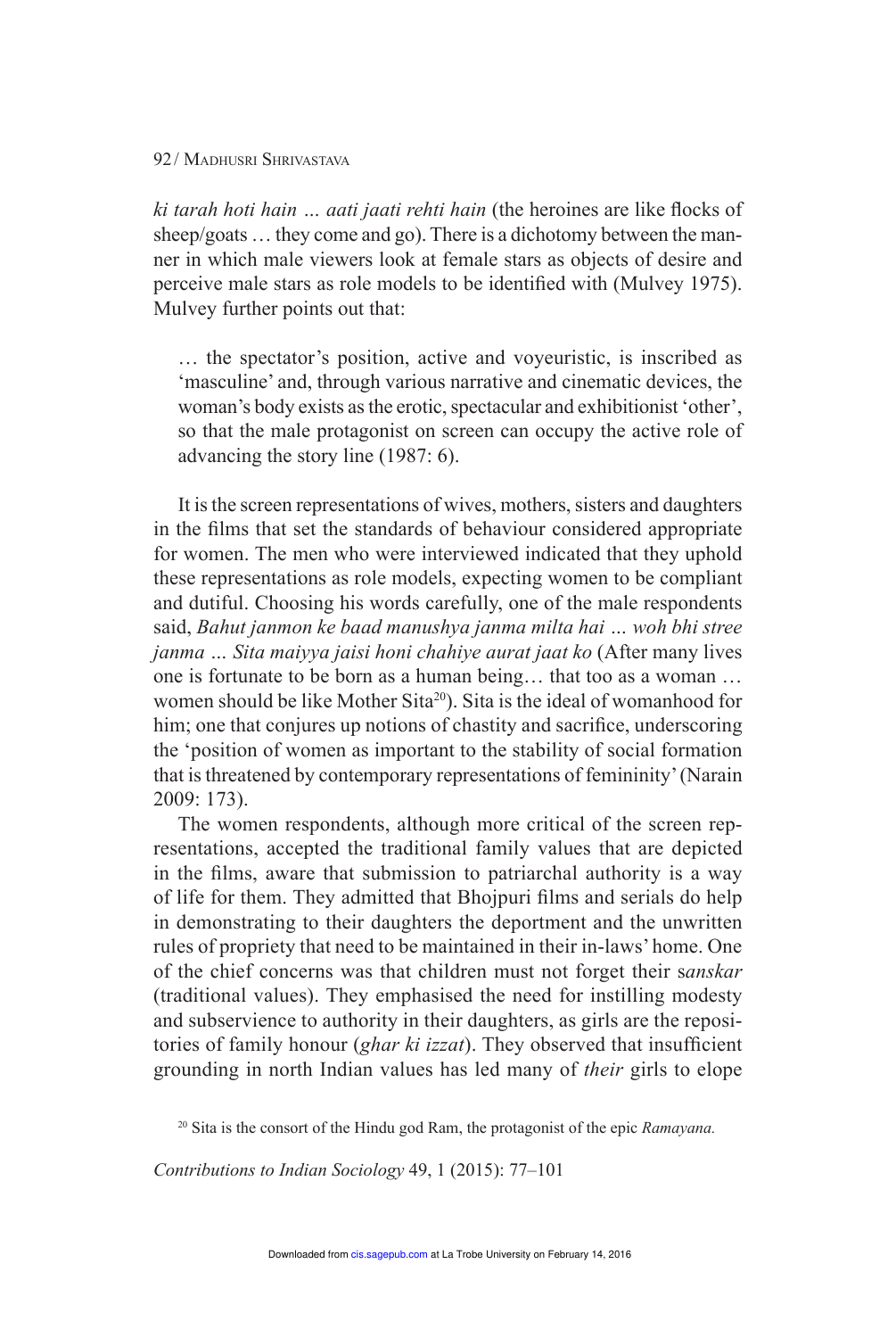*ki tarah hoti hain … aati jaati rehti hain* (the heroines are like flocks of sheep/goats … they come and go). There is a dichotomy between the manner in which male viewers look at female stars as objects of desire and perceive male stars as role models to be identified with (Mulvey 1975). Mulvey further points out that:

> … the spectator's position, active and voyeuristic, is inscribed as 'masculine' and, through various narrative and cinematic devices, the woman's body exists as the erotic, spectacular and exhibitionist 'other', so that the male protagonist on screen can occupy the active role of advancing the story line (1987: 6).

It is the screen representations of wives, mothers, sisters and daughters in the films that set the standards of behaviour considered appropriate for women. The men who were interviewed indicated that they uphold these representations as role models, expecting women to be compliant and dutiful. Choosing his words carefully, one of the male respondents said, *Bahut janmon ke baad manushya janma milta hai … woh bhi stree janma … Sita maiyya jaisi honi chahiye aurat jaat ko* (After many lives one is fortunate to be born as a human being… that too as a woman … women should be like Mother Sita[20]). Sita is the ideal of womanhood for him; one that conjures up notions of chastity and sacrifice, underscoring the 'position of women as important to the stability of social formation that is threatened by contemporary representations of femininity' (Narain 2009: 173).

The women respondents, although more critical of the screen representations, accepted the traditional family values that are depicted in the films, aware that submission to patriarchal authority is a way of life for them. They admitted that Bhojpuri films and serials do help in demonstrating to their daughters the deportment and the unwritten rules of propriety that need to be maintained in their in-laws' home. One of the chief concerns was that children must not forget their s*anskar* (traditional values). They emphasised the need for instilling modesty and subservience to authority in their daughters, as girls are the repositories of family honour (*ghar ki izzat*). They observed that insufficient grounding in north Indian values has led many of *their* girls to elope

[20] Sita is the consort of the Hindu god Ram, the protagonist of the epic *Ramayana.*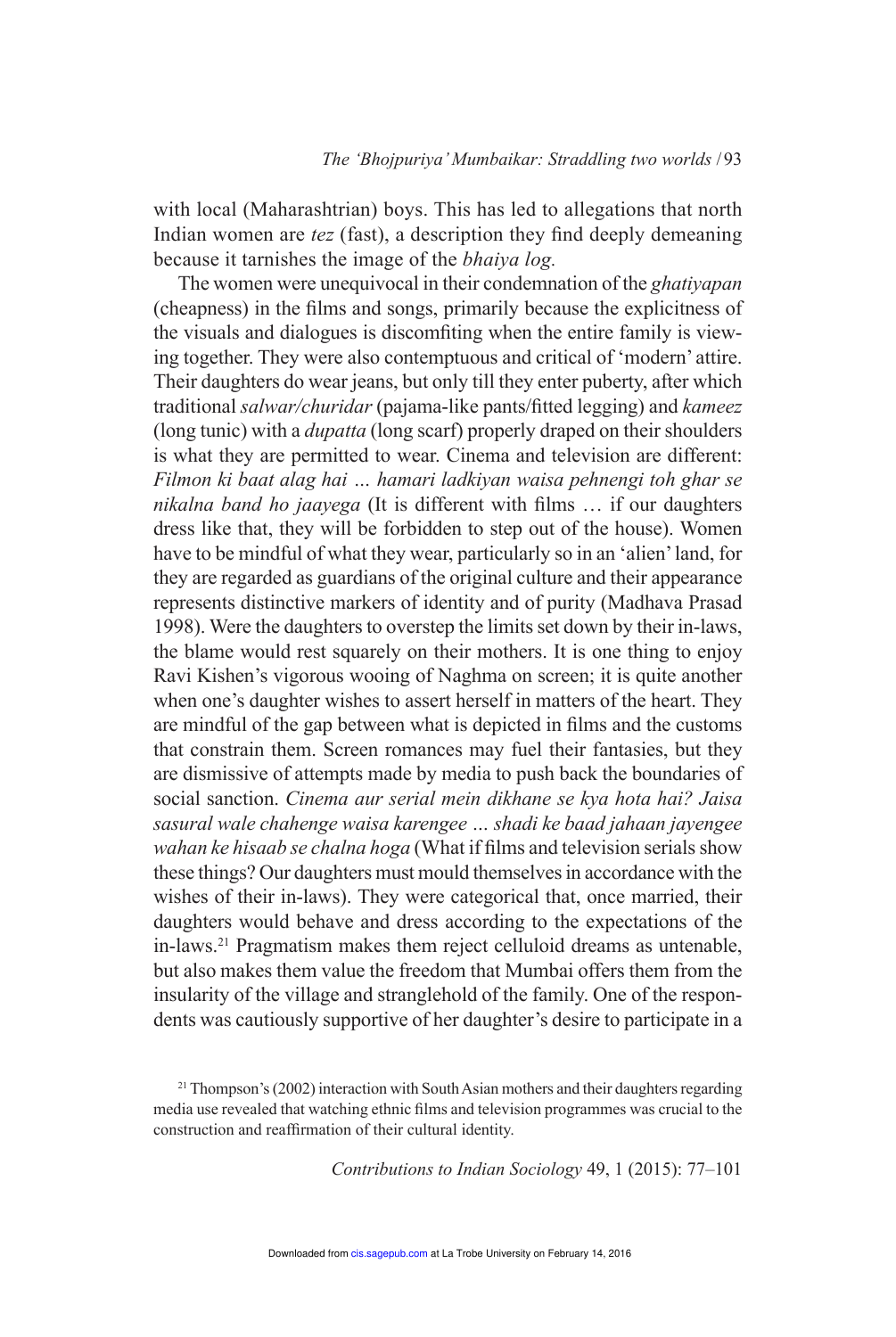with local (Maharashtrian) boys. This has led to allegations that north Indian women are *tez* (fast), a description they find deeply demeaning because it tarnishes the image of the *bhaiya log.*

The women were unequivocal in their condemnation of the *ghatiyapan* (cheapness) in the films and songs, primarily because the explicitness of the visuals and dialogues is discomfiting when the entire family is viewing together. They were also contemptuous and critical of 'modern' attire. Their daughters do wear jeans, but only till they enter puberty, after which traditional *salwar/churidar* (pajama-like pants/fitted legging) and *kameez* (long tunic) with a *dupatta* (long scarf) properly draped on their shoulders is what they are permitted to wear. Cinema and television are different: *Filmon ki baat alag hai … hamari ladkiyan waisa pehnengi toh ghar se nikalna band ho jaayega* (It is different with films … if our daughters dress like that, they will be forbidden to step out of the house). Women have to be mindful of what they wear, particularly so in an 'alien' land, for they are regarded as guardians of the original culture and their appearance represents distinctive markers of identity and of purity (Madhava Prasad 1998). Were the daughters to overstep the limits set down by their in-laws, the blame would rest squarely on their mothers. It is one thing to enjoy Ravi Kishen's vigorous wooing of Naghma on screen; it is quite another when one's daughter wishes to assert herself in matters of the heart. They are mindful of the gap between what is depicted in films and the customs that constrain them. Screen romances may fuel their fantasies, but they are dismissive of attempts made by media to push back the boundaries of social sanction. *Cinema aur serial mein dikhane se kya hota hai? Jaisa sasural wale chahenge waisa karengee … shadi ke baad jahaan jayengee wahan ke hisaab se chalna hoga* (What if films and television serials show these things? Our daughters must mould themselves in accordance with the wishes of their in-laws). They were categorical that, once married, their daughters would behave and dress according to the expectations of the in-laws.[21] Pragmatism makes them reject celluloid dreams as untenable, but also makes them value the freedom that Mumbai offers them from the insularity of the village and stranglehold of the family. One of the respondents was cautiously supportive of her daughter's desire to participate in a

[21] Thompson's (2002) interaction with South Asian mothers and their daughters regarding media use revealed that watching ethnic films and television programmes was crucial to the construction and reaffirmation of their cultural identity.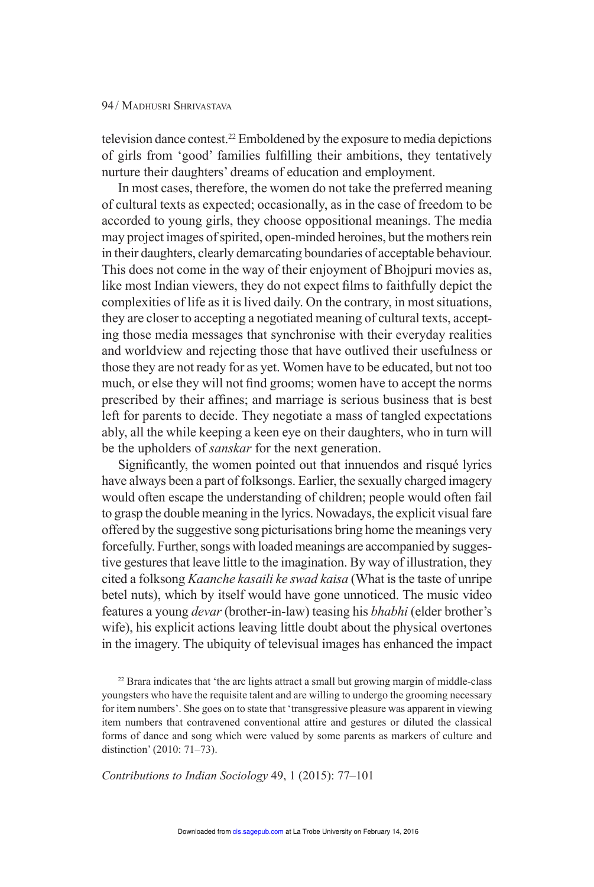television dance contest.[22] Emboldened by the exposure to media depictions of girls from 'good' families fulfilling their ambitions, they tentatively nurture their daughters' dreams of education and employment.

In most cases, therefore, the women do not take the preferred meaning of cultural texts as expected; occasionally, as in the case of freedom to be accorded to young girls, they choose oppositional meanings. The media may project images of spirited, open-minded heroines, but the mothers rein in their daughters, clearly demarcating boundaries of acceptable behaviour. This does not come in the way of their enjoyment of Bhojpuri movies as, like most Indian viewers, they do not expect films to faithfully depict the complexities of life as it is lived daily. On the contrary, in most situations, they are closer to accepting a negotiated meaning of cultural texts, accepting those media messages that synchronise with their everyday realities and worldview and rejecting those that have outlived their usefulness or those they are not ready for as yet. Women have to be educated, but not too much, or else they will not find grooms; women have to accept the norms prescribed by their affines; and marriage is serious business that is best left for parents to decide. They negotiate a mass of tangled expectations ably, all the while keeping a keen eye on their daughters, who in turn will be the upholders of *sanskar* for the next generation.

Significantly, the women pointed out that innuendos and risqué lyrics have always been a part of folksongs. Earlier, the sexually charged imagery would often escape the understanding of children; people would often fail to grasp the double meaning in the lyrics. Nowadays, the explicit visual fare offered by the suggestive song picturisations bring home the meanings very forcefully. Further, songs with loaded meanings are accompanied by suggestive gestures that leave little to the imagination. By way of illustration, they cited a folksong *Kaanche kasaili ke swad kaisa* (What is the taste of unripe betel nuts), which by itself would have gone unnoticed. The music video features a young *devar* (brother-in-law) teasing his *bhabhi* (elder brother's wife), his explicit actions leaving little doubt about the physical overtones in the imagery. The ubiquity of televisual images has enhanced the impact

[22] Brara indicates that 'the arc lights attract a small but growing margin of middle-class youngsters who have the requisite talent and are willing to undergo the grooming necessary for item numbers'. She goes on to state that 'transgressive pleasure was apparent in viewing item numbers that contravened conventional attire and gestures or diluted the classical forms of dance and song which were valued by some parents as markers of culture and distinction' (2010: 71–73).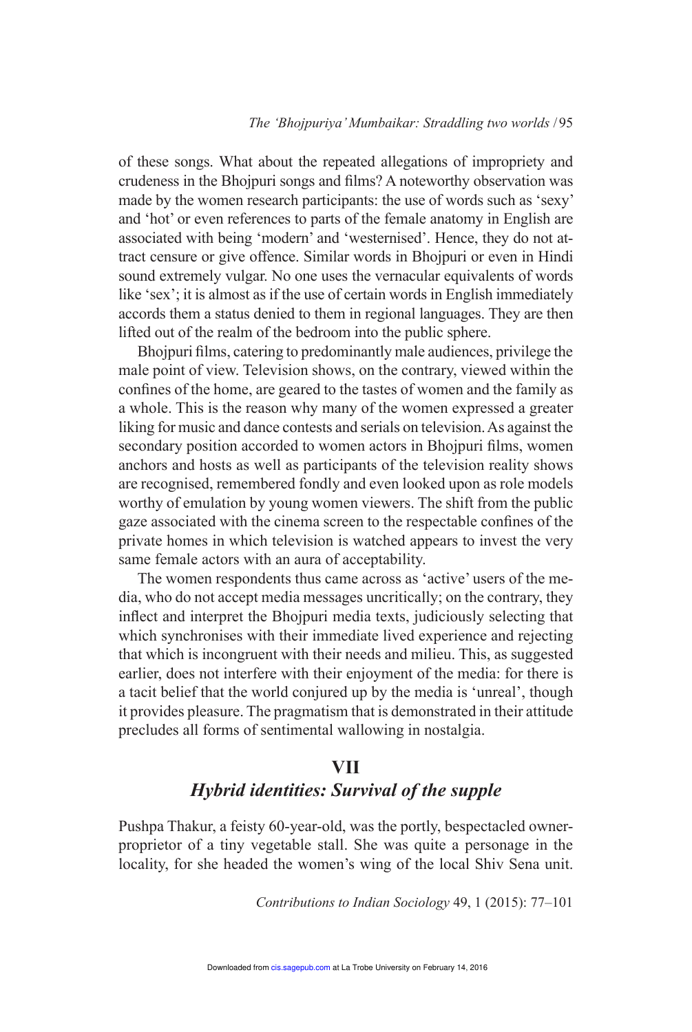of these songs. What about the repeated allegations of impropriety and crudeness in the Bhojpuri songs and films? A noteworthy observation was made by the women research participants: the use of words such as 'sexy' and 'hot' or even references to parts of the female anatomy in English are associated with being 'modern' and 'westernised'. Hence, they do not attract censure or give offence. Similar words in Bhojpuri or even in Hindi sound extremely vulgar. No one uses the vernacular equivalents of words like 'sex'; it is almost as if the use of certain words in English immediately accords them a status denied to them in regional languages. They are then lifted out of the realm of the bedroom into the public sphere.

Bhojpuri films, catering to predominantly male audiences, privilege the male point of view. Television shows, on the contrary, viewed within the confines of the home, are geared to the tastes of women and the family as a whole. This is the reason why many of the women expressed a greater liking for music and dance contests and serials on television. As against the secondary position accorded to women actors in Bhojpuri films, women anchors and hosts as well as participants of the television reality shows are recognised, remembered fondly and even looked upon as role models worthy of emulation by young women viewers. The shift from the public gaze associated with the cinema screen to the respectable confines of the private homes in which television is watched appears to invest the very same female actors with an aura of acceptability.

The women respondents thus came across as 'active' users of the media, who do not accept media messages uncritically; on the contrary, they inflect and interpret the Bhojpuri media texts, judiciously selecting that which synchronises with their immediate lived experience and rejecting that which is incongruent with their needs and milieu. This, as suggested earlier, does not interfere with their enjoyment of the media: for there is a tacit belief that the world conjured up by the media is 'unreal', though it provides pleasure. The pragmatism that is demonstrated in their attitude precludes all forms of sentimental wallowing in nostalgia.

## VII
## *Hybrid identities: Survival of the supple*

Pushpa Thakur, a feisty 60-year-old, was the portly, bespectacled owner-proprietor of a tiny vegetable stall. She was quite a personage in the locality, for she headed the women's wing of the local Shiv Sena unit.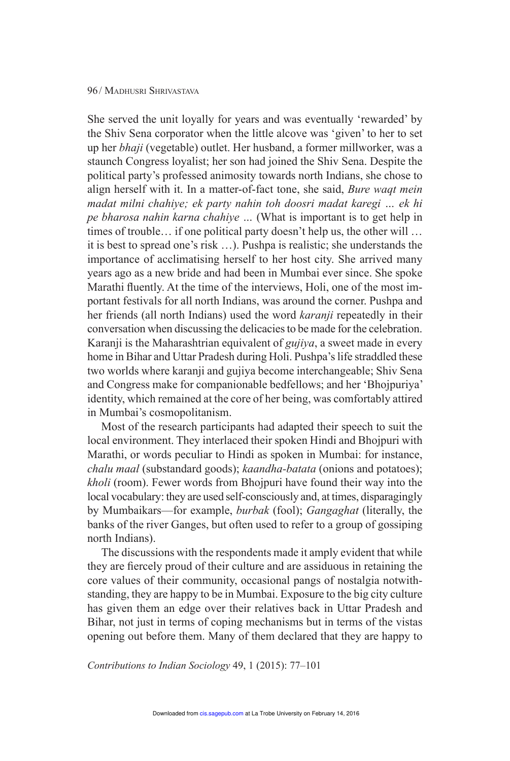She served the unit loyally for years and was eventually 'rewarded' by the Shiv Sena corporator when the little alcove was 'given' to her to set up her *bhaji* (vegetable) outlet. Her husband, a former millworker, was a staunch Congress loyalist; her son had joined the Shiv Sena. Despite the political party's professed animosity towards north Indians, she chose to align herself with it. In a matter-of-fact tone, she said, *Bure waqt mein madat milni chahiye; ek party nahin toh doosri madat karegi … ek hi pe bharosa nahin karna chahiye …* (What is important is to get help in times of trouble… if one political party doesn't help us, the other will … it is best to spread one's risk …). Pushpa is realistic; she understands the importance of acclimatising herself to her host city. She arrived many years ago as a new bride and had been in Mumbai ever since. She spoke Marathi fluently. At the time of the interviews, Holi, one of the most important festivals for all north Indians, was around the corner. Pushpa and her friends (all north Indians) used the word *karanji* repeatedly in their conversation when discussing the delicacies to be made for the celebration. Karanji is the Maharashtrian equivalent of *gujiya*, a sweet made in every home in Bihar and Uttar Pradesh during Holi. Pushpa's life straddled these two worlds where karanji and gujiya become interchangeable; Shiv Sena and Congress make for companionable bedfellows; and her 'Bhojpuriya' identity, which remained at the core of her being, was comfortably attired in Mumbai's cosmopolitanism.

Most of the research participants had adapted their speech to suit the local environment. They interlaced their spoken Hindi and Bhojpuri with Marathi, or words peculiar to Hindi as spoken in Mumbai: for instance, *chalu maal* (substandard goods); *kaandha-batata* (onions and potatoes); *kholi* (room). Fewer words from Bhojpuri have found their way into the local vocabulary: they are used self-consciously and, at times, disparagingly by Mumbaikars—for example, *burbak* (fool); *Gangaghat* (literally, the banks of the river Ganges, but often used to refer to a group of gossiping north Indians).

The discussions with the respondents made it amply evident that while they are fiercely proud of their culture and are assiduous in retaining the core values of their community, occasional pangs of nostalgia notwithstanding, they are happy to be in Mumbai. Exposure to the big city culture has given them an edge over their relatives back in Uttar Pradesh and Bihar, not just in terms of coping mechanisms but in terms of the vistas opening out before them. Many of them declared that they are happy to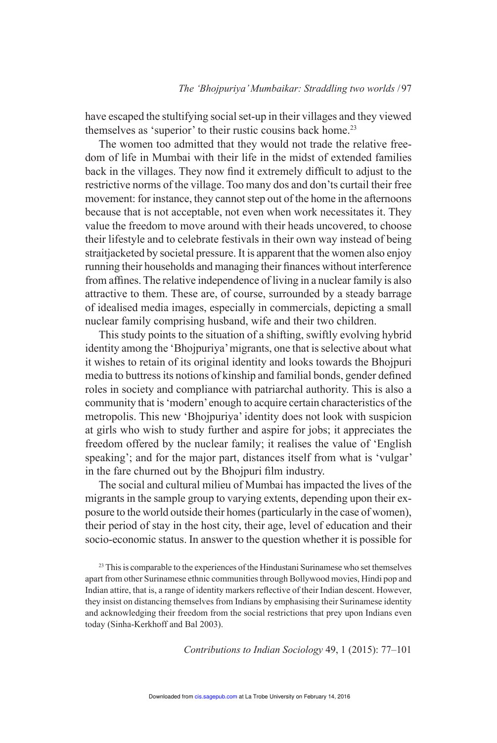have escaped the stultifying social set-up in their villages and they viewed themselves as 'superior' to their rustic cousins back home.[23]

The women too admitted that they would not trade the relative freedom of life in Mumbai with their life in the midst of extended families back in the villages. They now find it extremely difficult to adjust to the restrictive norms of the village. Too many dos and don'ts curtail their free movement: for instance, they cannot step out of the home in the afternoons because that is not acceptable, not even when work necessitates it. They value the freedom to move around with their heads uncovered, to choose their lifestyle and to celebrate festivals in their own way instead of being straitjacketed by societal pressure. It is apparent that the women also enjoy running their households and managing their finances without interference from affines. The relative independence of living in a nuclear family is also attractive to them. These are, of course, surrounded by a steady barrage of idealised media images, especially in commercials, depicting a small nuclear family comprising husband, wife and their two children.

This study points to the situation of a shifting, swiftly evolving hybrid identity among the 'Bhojpuriya' migrants, one that is selective about what it wishes to retain of its original identity and looks towards the Bhojpuri media to buttress its notions of kinship and familial bonds, gender defined roles in society and compliance with patriarchal authority. This is also a community that is 'modern' enough to acquire certain characteristics of the metropolis. This new 'Bhojpuriya' identity does not look with suspicion at girls who wish to study further and aspire for jobs; it appreciates the freedom offered by the nuclear family; it realises the value of 'English speaking'; and for the major part, distances itself from what is 'vulgar' in the fare churned out by the Bhojpuri film industry.

The social and cultural milieu of Mumbai has impacted the lives of the migrants in the sample group to varying extents, depending upon their exposure to the world outside their homes (particularly in the case of women), their period of stay in the host city, their age, level of education and their socio-economic status. In answer to the question whether it is possible for

[23] This is comparable to the experiences of the Hindustani Surinamese who set themselves apart from other Surinamese ethnic communities through Bollywood movies, Hindi pop and Indian attire, that is, a range of identity markers reflective of their Indian descent. However, they insist on distancing themselves from Indians by emphasising their Surinamese identity and acknowledging their freedom from the social restrictions that prey upon Indians even today (Sinha-Kerkhoff and Bal 2003).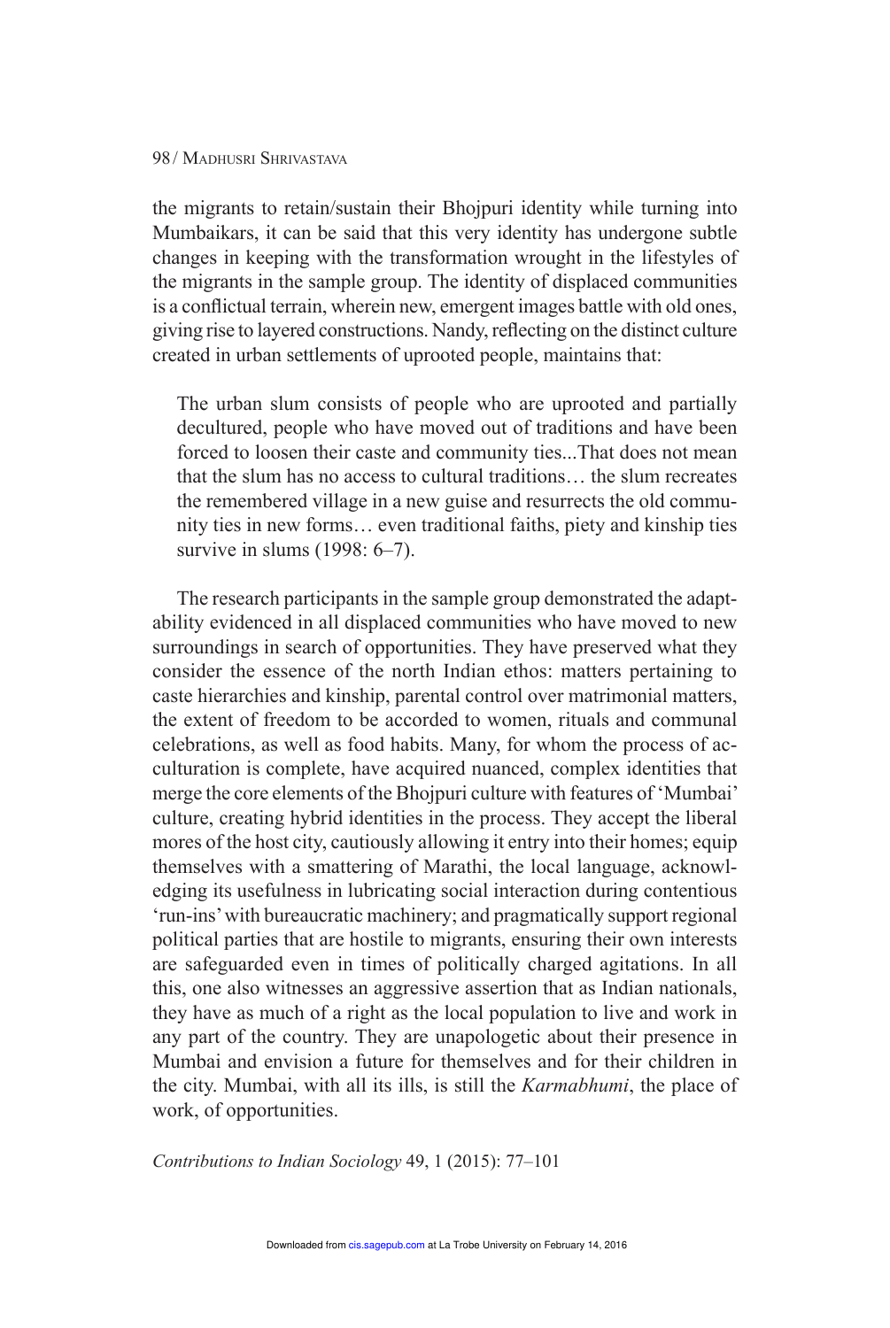the migrants to retain/sustain their Bhojpuri identity while turning into Mumbaikars, it can be said that this very identity has undergone subtle changes in keeping with the transformation wrought in the lifestyles of the migrants in the sample group. The identity of displaced communities is a conflictual terrain, wherein new, emergent images battle with old ones, giving rise to layered constructions. Nandy, reflecting on the distinct culture created in urban settlements of uprooted people, maintains that:

> The urban slum consists of people who are uprooted and partially decultured, people who have moved out of traditions and have been forced to loosen their caste and community ties...That does not mean that the slum has no access to cultural traditions… the slum recreates the remembered village in a new guise and resurrects the old community ties in new forms… even traditional faiths, piety and kinship ties survive in slums (1998: 6–7).

The research participants in the sample group demonstrated the adaptability evidenced in all displaced communities who have moved to new surroundings in search of opportunities. They have preserved what they consider the essence of the north Indian ethos: matters pertaining to caste hierarchies and kinship, parental control over matrimonial matters, the extent of freedom to be accorded to women, rituals and communal celebrations, as well as food habits. Many, for whom the process of acculturation is complete, have acquired nuanced, complex identities that merge the core elements of the Bhojpuri culture with features of 'Mumbai' culture, creating hybrid identities in the process. They accept the liberal mores of the host city, cautiously allowing it entry into their homes; equip themselves with a smattering of Marathi, the local language, acknowledging its usefulness in lubricating social interaction during contentious 'run-ins' with bureaucratic machinery; and pragmatically support regional political parties that are hostile to migrants, ensuring their own interests are safeguarded even in times of politically charged agitations. In all this, one also witnesses an aggressive assertion that as Indian nationals, they have as much of a right as the local population to live and work in any part of the country. They are unapologetic about their presence in Mumbai and envision a future for themselves and for their children in the city. Mumbai, with all its ills, is still the *Karmabhumi*, the place of work, of opportunities.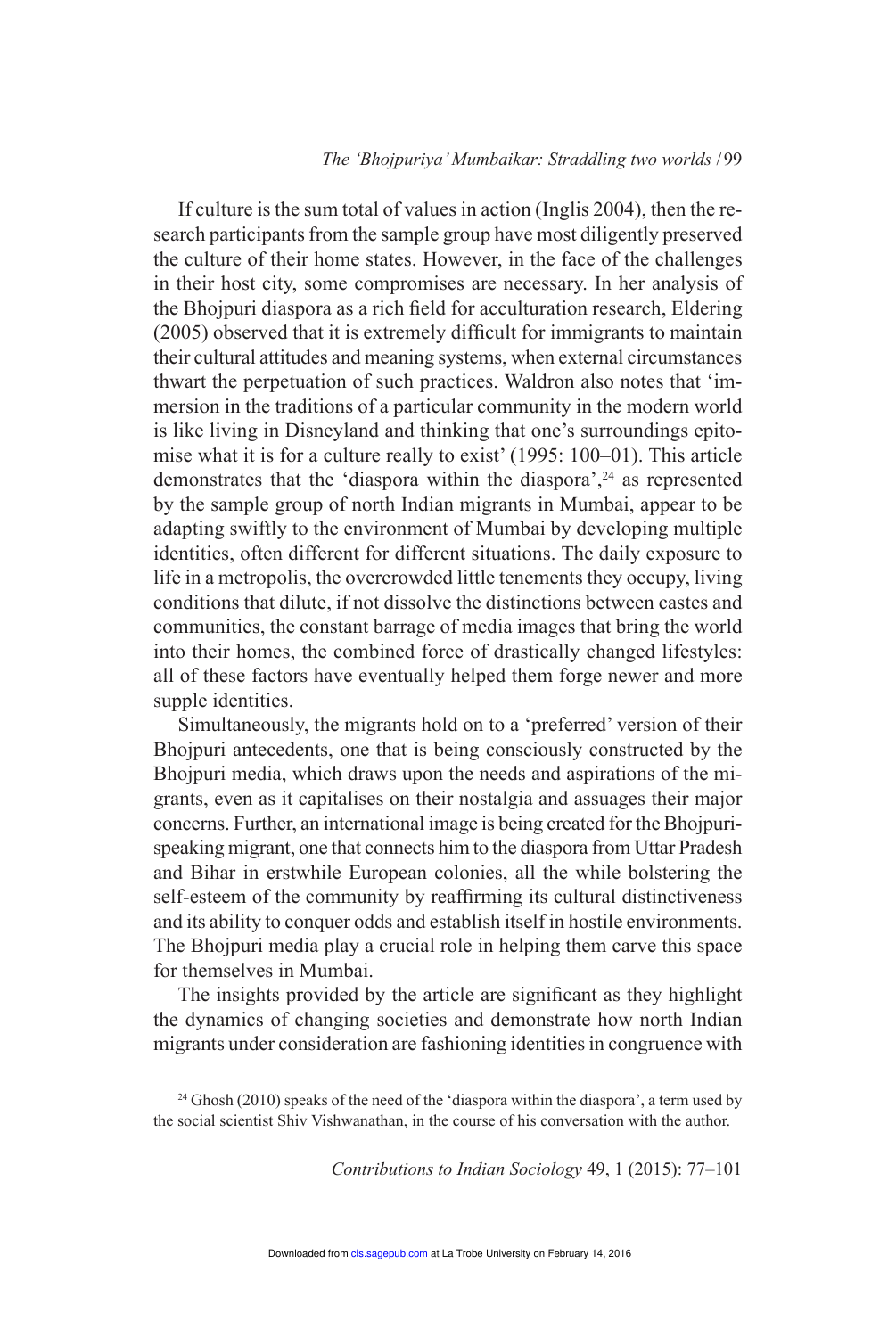If culture is the sum total of values in action (Inglis 2004), then the research participants from the sample group have most diligently preserved the culture of their home states. However, in the face of the challenges in their host city, some compromises are necessary. In her analysis of the Bhojpuri diaspora as a rich field for acculturation research, Eldering (2005) observed that it is extremely difficult for immigrants to maintain their cultural attitudes and meaning systems, when external circumstances thwart the perpetuation of such practices. Waldron also notes that 'immersion in the traditions of a particular community in the modern world is like living in Disneyland and thinking that one's surroundings epitomise what it is for a culture really to exist' (1995: 100–01). This article demonstrates that the 'diaspora within the diaspora',[24] as represented by the sample group of north Indian migrants in Mumbai, appear to be adapting swiftly to the environment of Mumbai by developing multiple identities, often different for different situations. The daily exposure to life in a metropolis, the overcrowded little tenements they occupy, living conditions that dilute, if not dissolve the distinctions between castes and communities, the constant barrage of media images that bring the world into their homes, the combined force of drastically changed lifestyles: all of these factors have eventually helped them forge newer and more supple identities.

Simultaneously, the migrants hold on to a 'preferred' version of their Bhojpuri antecedents, one that is being consciously constructed by the Bhojpuri media, which draws upon the needs and aspirations of the migrants, even as it capitalises on their nostalgia and assuages their major concerns. Further, an international image is being created for the Bhojpuri-speaking migrant, one that connects him to the diaspora from Uttar Pradesh and Bihar in erstwhile European colonies, all the while bolstering the self-esteem of the community by reaffirming its cultural distinctiveness and its ability to conquer odds and establish itself in hostile environments. The Bhojpuri media play a crucial role in helping them carve this space for themselves in Mumbai.

The insights provided by the article are significant as they highlight the dynamics of changing societies and demonstrate how north Indian migrants under consideration are fashioning identities in congruence with

[24] Ghosh (2010) speaks of the need of the 'diaspora within the diaspora', a term used by the social scientist Shiv Vishwanathan, in the course of his conversation with the author.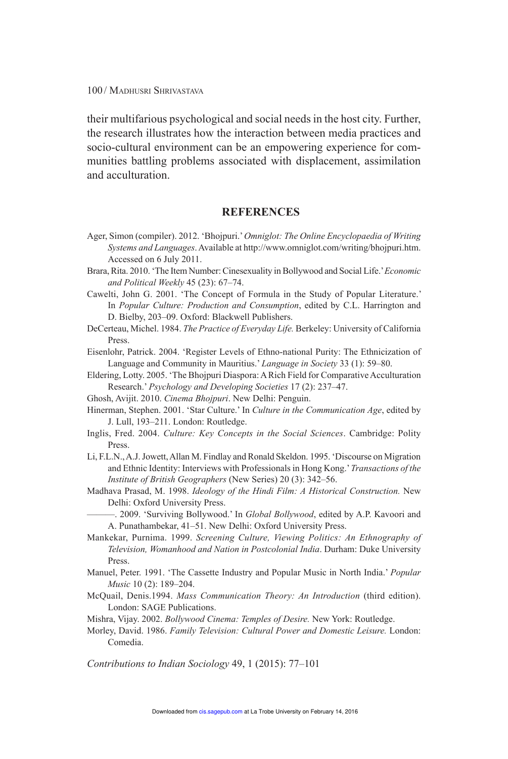their multifarious psychological and social needs in the host city. Further, the research illustrates how the interaction between media practices and socio-cultural environment can be an empowering experience for communities battling problems associated with displacement, assimilation and acculturation.

## REFERENCES

Ager, Simon (compiler). 2012. 'Bhojpuri.' *Omniglot: The Online Encyclopaedia of Writing Systems and Languages*. Available at http://www.omniglot.com/writing/bhojpuri.htm. Accessed on 6 July 2011.

Brara, Rita. 2010. 'The Item Number: Cinesexuality in Bollywood and Social Life.' *Economic and Political Weekly* 45 (23): 67–74.

Cawelti, John G. 2001. 'The Concept of Formula in the Study of Popular Literature.' In *Popular Culture: Production and Consumption*, edited by C.L. Harrington and D. Bielby, 203–09. Oxford: Blackwell Publishers.

DeCerteau, Michel. 1984. *The Practice of Everyday Life.* Berkeley: University of California Press.

Eisenlohr, Patrick. 2004. 'Register Levels of Ethno-national Purity: The Ethnicization of Language and Community in Mauritius.' *Language in Society* 33 (1): 59–80.

Eldering, Lotty. 2005. 'The Bhojpuri Diaspora: A Rich Field for Comparative Acculturation Research.' *Psychology and Developing Societies* 17 (2): 237–47.

Ghosh, Avijit. 2010. *Cinema Bhojpuri*. New Delhi: Penguin.

Hinerman, Stephen. 2001. 'Star Culture.' In *Culture in the Communication Age*, edited by J. Lull, 193–211. London: Routledge.

Inglis, Fred. 2004. *Culture: Key Concepts in the Social Sciences*. Cambridge: Polity Press.

Li, F.L.N., A.J. Jowett, Allan M. Findlay and Ronald Skeldon. 1995. 'Discourse on Migration and Ethnic Identity: Interviews with Professionals in Hong Kong.' *Transactions of the Institute of British Geographers* (New Series) 20 (3): 342–56.

Madhava Prasad, M. 1998. *Ideology of the Hindi Film: A Historical Construction.* New Delhi: Oxford University Press.

———. 2009. 'Surviving Bollywood.' In *Global Bollywood*, edited by A.P. Kavoori and A. Punathambekar, 41–51. New Delhi: Oxford University Press.

Mankekar, Purnima. 1999. *Screening Culture, Viewing Politics: An Ethnography of Television, Womanhood and Nation in Postcolonial India*. Durham: Duke University Press.

Manuel, Peter. 1991. 'The Cassette Industry and Popular Music in North India.' *Popular Music* 10 (2): 189–204.

McQuail, Denis.1994. *Mass Communication Theory: An Introduction* (third edition). London: SAGE Publications.

Mishra, Vijay. 2002. *Bollywood Cinema: Temples of Desire.* New York: Routledge.

Morley, David. 1986. *Family Television: Cultural Power and Domestic Leisure.* London: Comedia.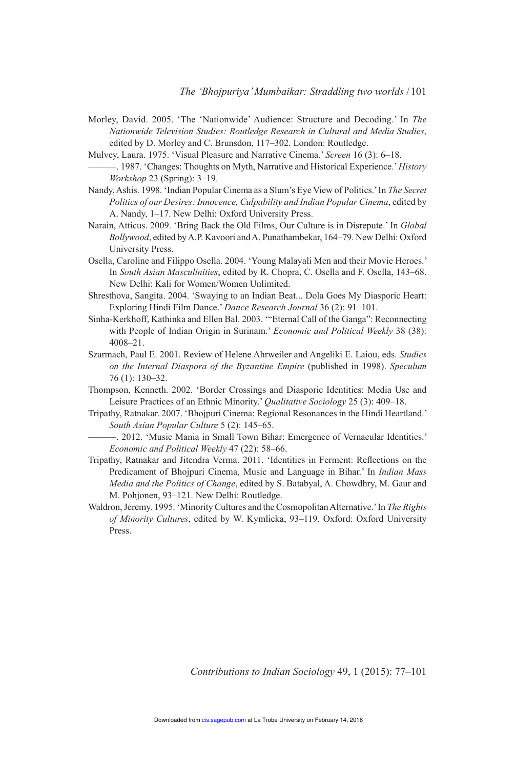Morley, David. 2005. 'The 'Nationwide' Audience: Structure and Decoding.' In *The Nationwide Television Studies: Routledge Research in Cultural and Media Studies*, edited by D. Morley and C. Brunsdon, 117–302. London: Routledge.

Mulvey, Laura. 1975. 'Visual Pleasure and Narrative Cinema.' *Screen* 16 (3): 6–18.

———. 1987. 'Changes: Thoughts on Myth, Narrative and Historical Experience.' *History Workshop* 23 (Spring): 3–19.

Nandy, Ashis. 1998. 'Indian Popular Cinema as a Slum's Eye View of Politics.' In *The Secret Politics of our Desires: Innocence, Culpability and Indian Popular Cinema*, edited by A. Nandy, 1–17. New Delhi: Oxford University Press.

Narain, Atticus. 2009. 'Bring Back the Old Films, Our Culture is in Disrepute.' In *Global Bollywood*, edited by A.P. Kavoori and A. Punathambekar, 164–79. New Delhi: Oxford University Press.

Osella, Caroline and Filippo Osella. 2004. 'Young Malayali Men and their Movie Heroes.' In *South Asian Masculinities*, edited by R. Chopra, C. Osella and F. Osella, 143–68. New Delhi: Kali for Women/Women Unlimited.

Shresthova, Sangita. 2004. 'Swaying to an Indian Beat... Dola Goes My Diasporic Heart: Exploring Hindi Film Dance.' *Dance Research Journal* 36 (2): 91–101.

Sinha-Kerkhoff, Kathinka and Ellen Bal. 2003. '"Eternal Call of the Ganga": Reconnecting with People of Indian Origin in Surinam.' *Economic and Political Weekly* 38 (38): 4008–21.

Szarmach, Paul E. 2001. Review of Helene Ahrweiler and Angeliki E. Laiou, eds. *Studies on the Internal Diaspora of the Byzantine Empire* (published in 1998). *Speculum* 76 (1): 130–32.

Thompson, Kenneth. 2002. 'Border Crossings and Diasporic Identities: Media Use and Leisure Practices of an Ethnic Minority.' *Qualitative Sociology* 25 (3): 409–18.

Tripathy, Ratnakar. 2007. 'Bhojpuri Cinema: Regional Resonances in the Hindi Heartland.' *South Asian Popular Culture* 5 (2): 145–65.

———. 2012. 'Music Mania in Small Town Bihar: Emergence of Vernacular Identities.' *Economic and Political Weekly* 47 (22): 58–66.

Tripathy, Ratnakar and Jitendra Verma. 2011. 'Identities in Ferment: Reflections on the Predicament of Bhojpuri Cinema, Music and Language in Bihar.' In *Indian Mass Media and the Politics of Change*, edited by S. Batabyal, A. Chowdhry, M. Gaur and M. Pohjonen, 93–121. New Delhi: Routledge.

Waldron, Jeremy. 1995. 'Minority Cultures and the Cosmopolitan Alternative.' In *The Rights of Minority Cultures*, edited by W. Kymlicka, 93–119. Oxford: Oxford University Press.